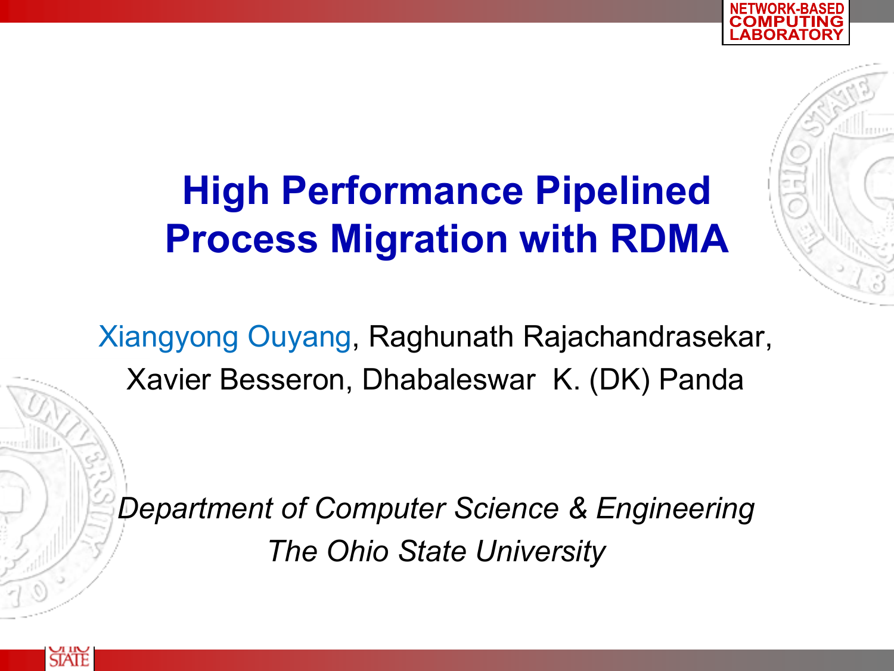# High Performance Pipelined Process Migration with RDMA

Xiangyong Ouyang, Raghunath Rajachandrasekar, Xavier Besseron, Dhabaleswar K. (DK) Panda

*Department of Computer Science & Engineering*
*The Ohio State University*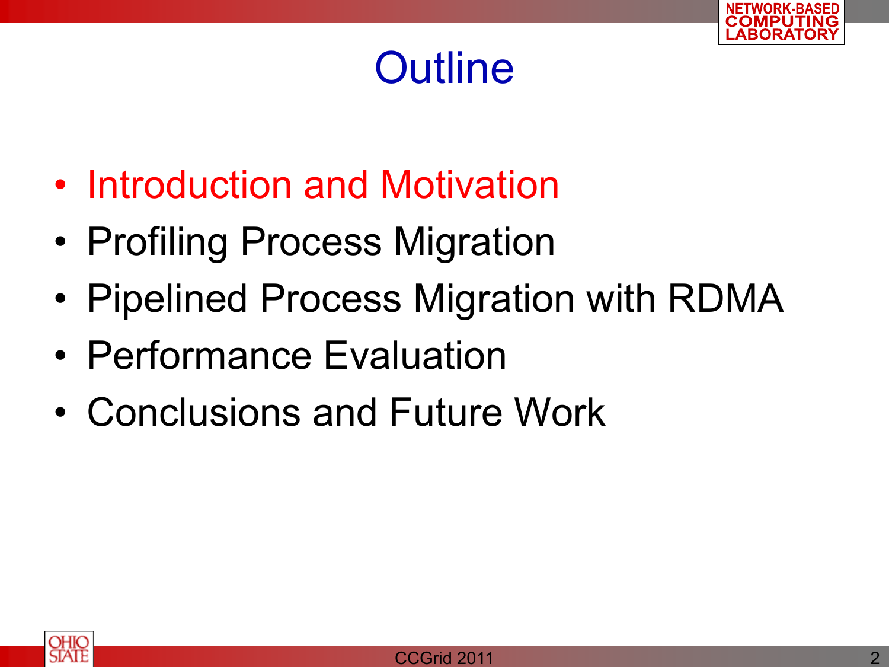# Outline

- Introduction and Motivation
- Profiling Process Migration
- Pipelined Process Migration with RDMA
- Performance Evaluation
- Conclusions and Future Work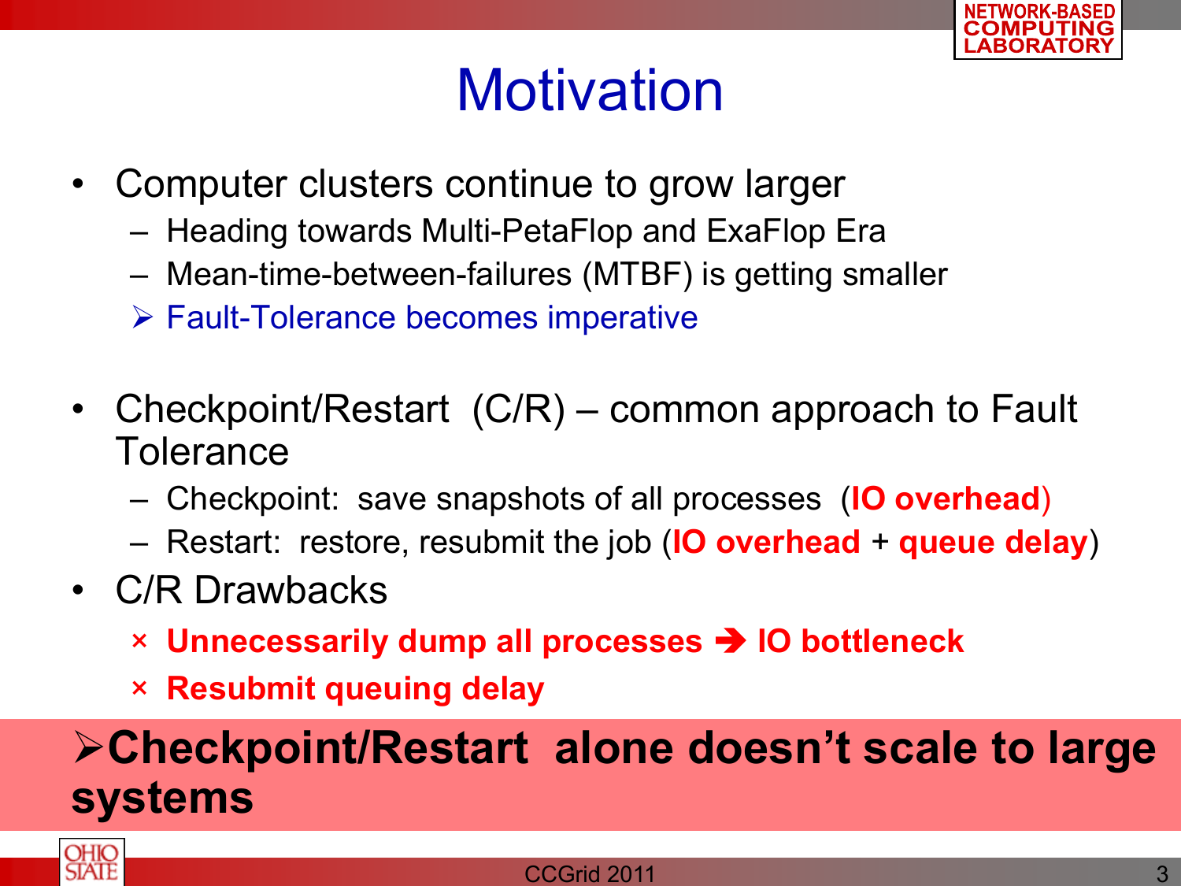# Motivation

- Computer clusters continue to grow larger
  - Heading towards Multi-PetaFlop and ExaFlop Era
  - Mean-time-between-failures (MTBF) is getting smaller
  - ➢ Fault-Tolerance becomes imperative

- Checkpoint/Restart (C/R) – common approach to Fault Tolerance
  - Checkpoint: save snapshots of all processes (**IO overhead**)
  - Restart: restore, resubmit the job (**IO overhead** + **queue delay**)
- C/R Drawbacks
  - × **Unnecessarily dump all processes ➔ IO bottleneck**
  - × **Resubmit queuing delay**

**➢Checkpoint/Restart alone doesn’t scale to large systems**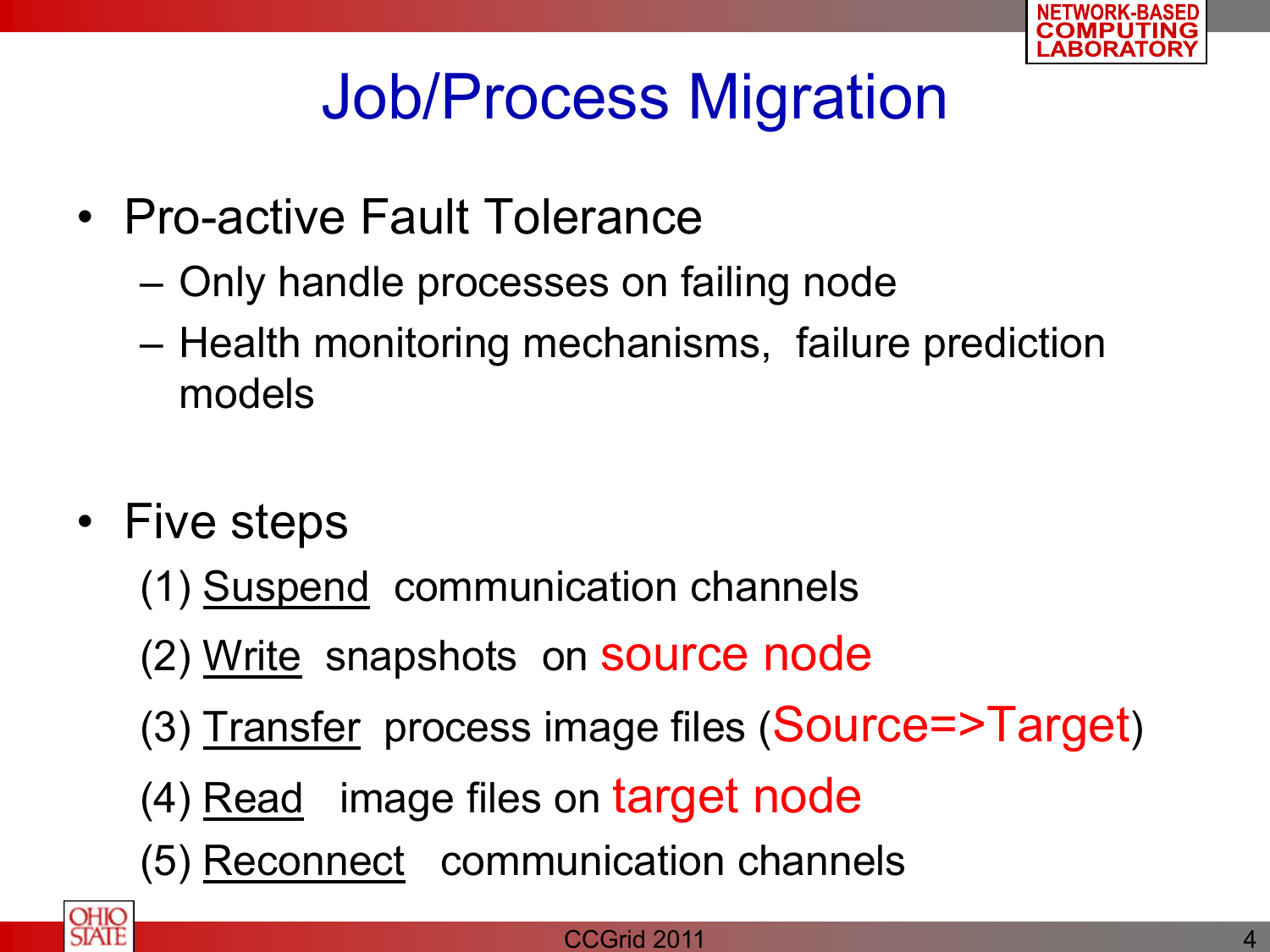# Job/Process Migration

- Pro-active Fault Tolerance
  - Only handle processes on failing node
  - Health monitoring mechanisms, failure prediction models

- Five steps

  (1) Suspend communication channels

  (2) Write snapshots on source node

  (3) Transfer process image files (Source=>Target)

  (4) Read image files on target node

  (5) Reconnect communication channels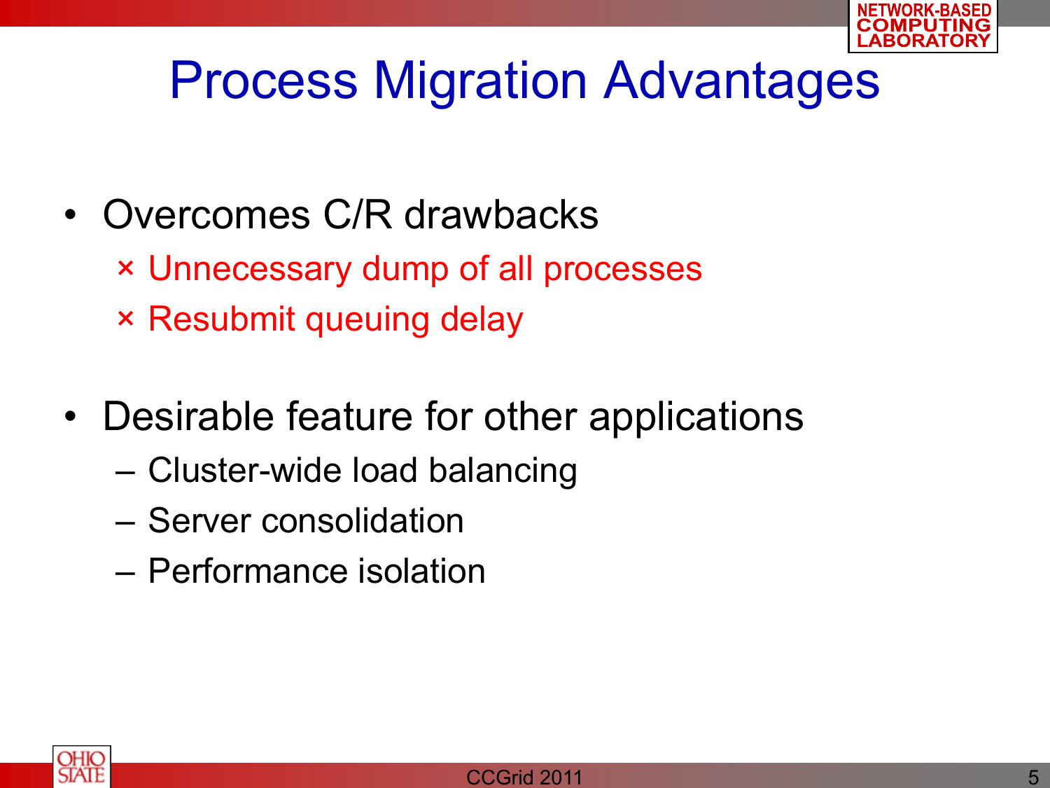# Process Migration Advantages

- Overcomes C/R drawbacks
  - × Unnecessary dump of all processes
  - × Resubmit queuing delay

- Desirable feature for other applications
  - Cluster-wide load balancing
  - Server consolidation
  - Performance isolation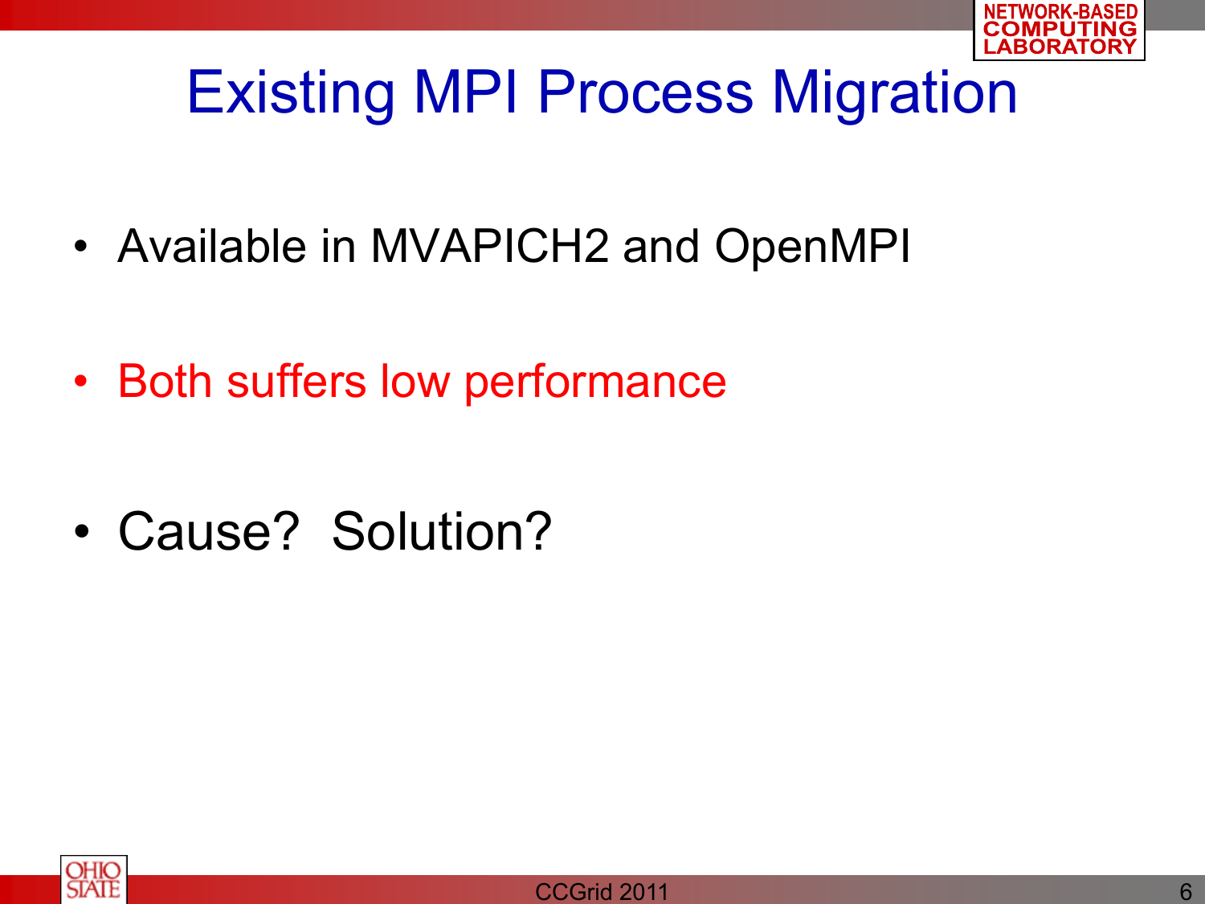# Existing MPI Process Migration

- Available in MVAPICH2 and OpenMPI
- Both suffers low performance
- Cause? Solution?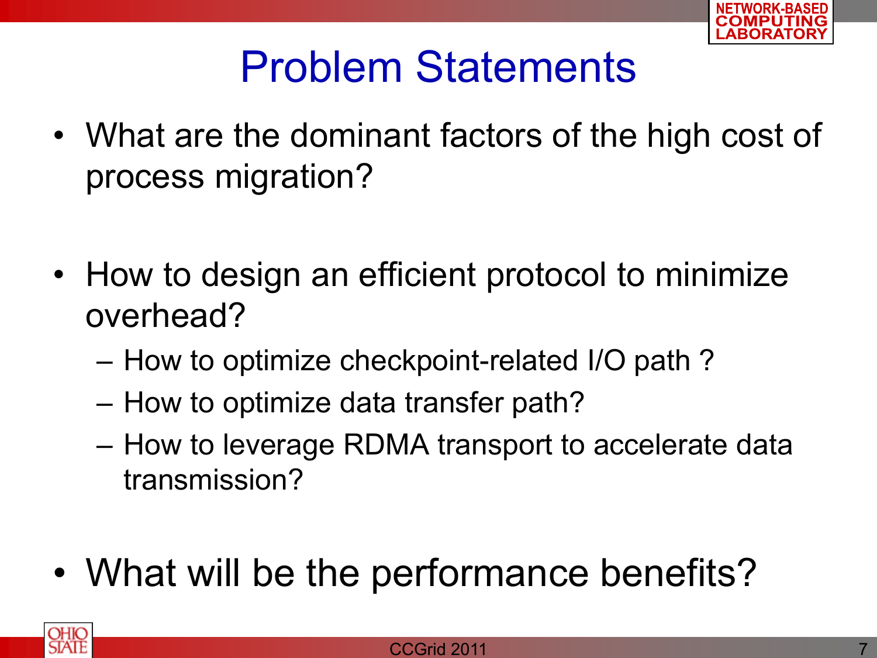# Problem Statements

- What are the dominant factors of the high cost of process migration?
- How to design an efficient protocol to minimize overhead?
  - How to optimize checkpoint-related I/O path ?
  - How to optimize data transfer path?
  - How to leverage RDMA transport to accelerate data transmission?
- What will be the performance benefits?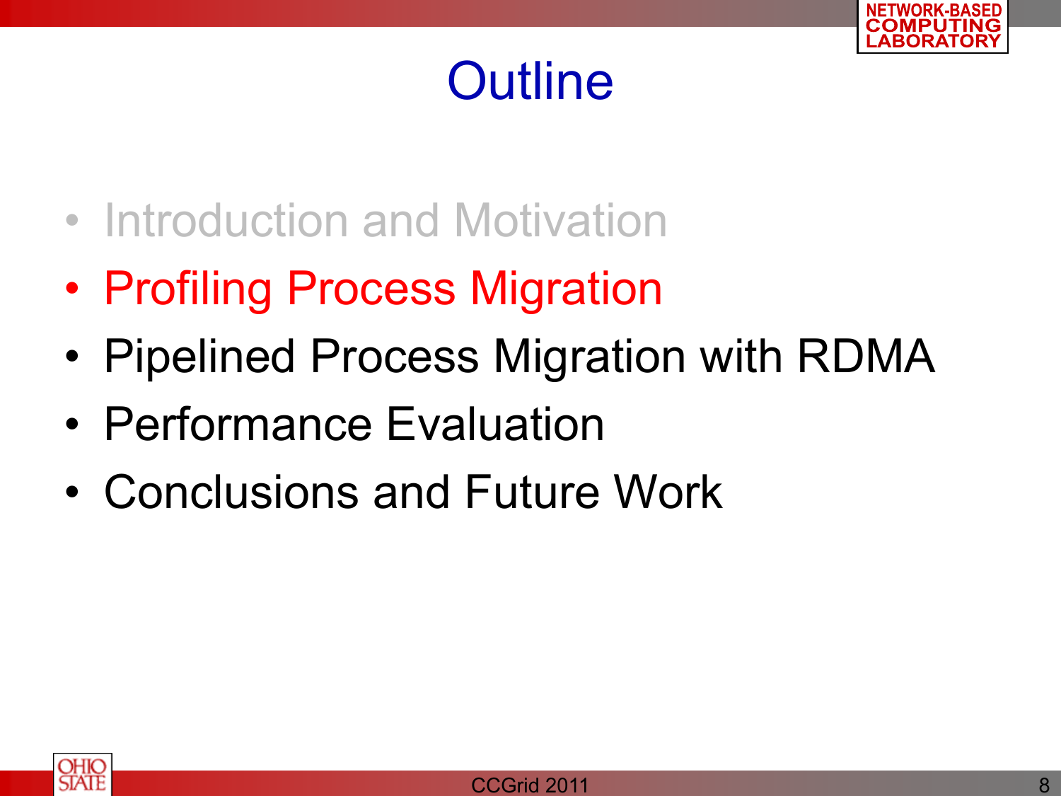# Outline

- Introduction and Motivation
- Profiling Process Migration
- Pipelined Process Migration with RDMA
- Performance Evaluation
- Conclusions and Future Work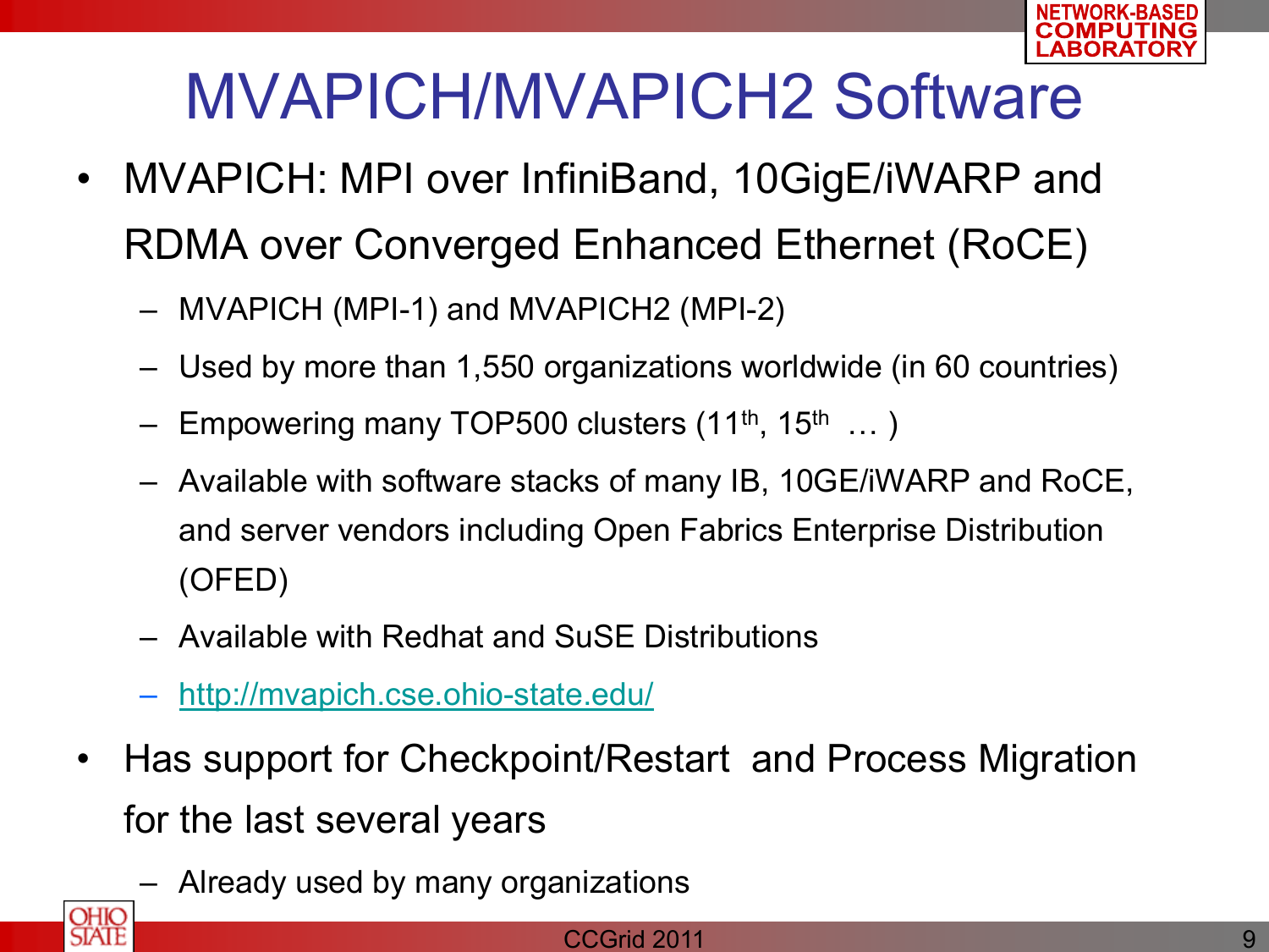# MVAPICH/MVAPICH2 Software

- MVAPICH: MPI over InfiniBand, 10GigE/iWARP and RDMA over Converged Enhanced Ethernet (RoCE)
  - MVAPICH (MPI-1) and MVAPICH2 (MPI-2)
  - Used by more than 1,550 organizations worldwide (in 60 countries)
  - Empowering many TOP500 clusters ($11^{th}$, $15^{th}$ … )
  - Available with software stacks of many IB, 10GE/iWARP and RoCE, and server vendors including Open Fabrics Enterprise Distribution (OFED)
  - Available with Redhat and SuSE Distributions
  - http://mvapich.cse.ohio-state.edu/
- Has support for Checkpoint/Restart and Process Migration for the last several years
  - Already used by many organizations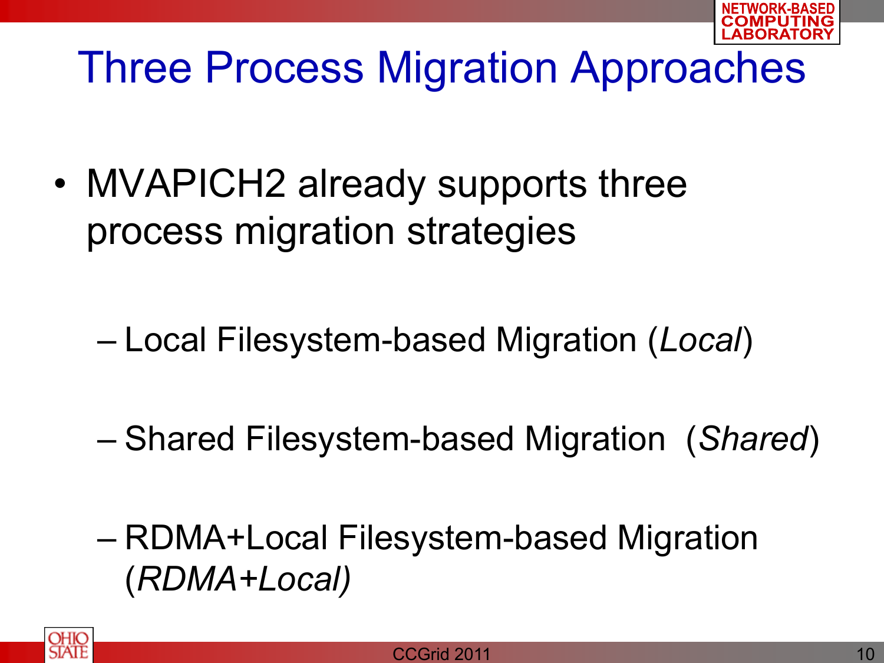# Three Process Migration Approaches

- MVAPICH2 already supports three process migration strategies
  - Local Filesystem-based Migration (*Local*)
  - Shared Filesystem-based Migration (*Shared*)
  - RDMA+Local Filesystem-based Migration (*RDMA+Local)*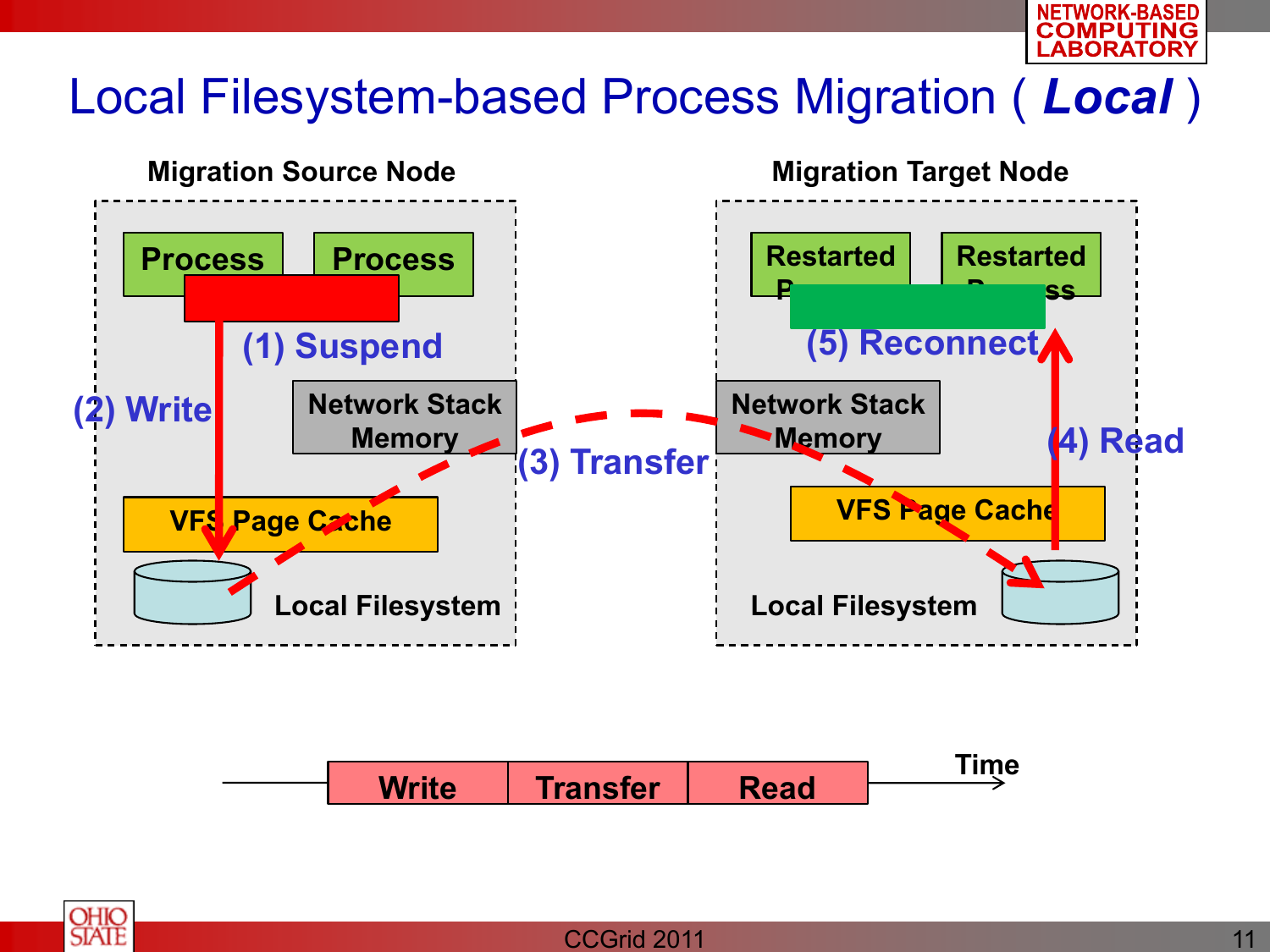# Local Filesystem-based Process Migration ( *Local* )

**Migration Source Node**

- Process
- Process
- (1) Suspend
- (2) Write
- Network Stack Memory
- VFS Page Cache
- Local Filesystem

(3) Transfer

**Migration Target Node**

- Restarted Process
- Restarted Process
- (5) Reconnect
- Network Stack Memory
- (4) Read
- VFS Page Cache
- Local Filesystem

| Write | Transfer | Read |
|---|---|---|

Time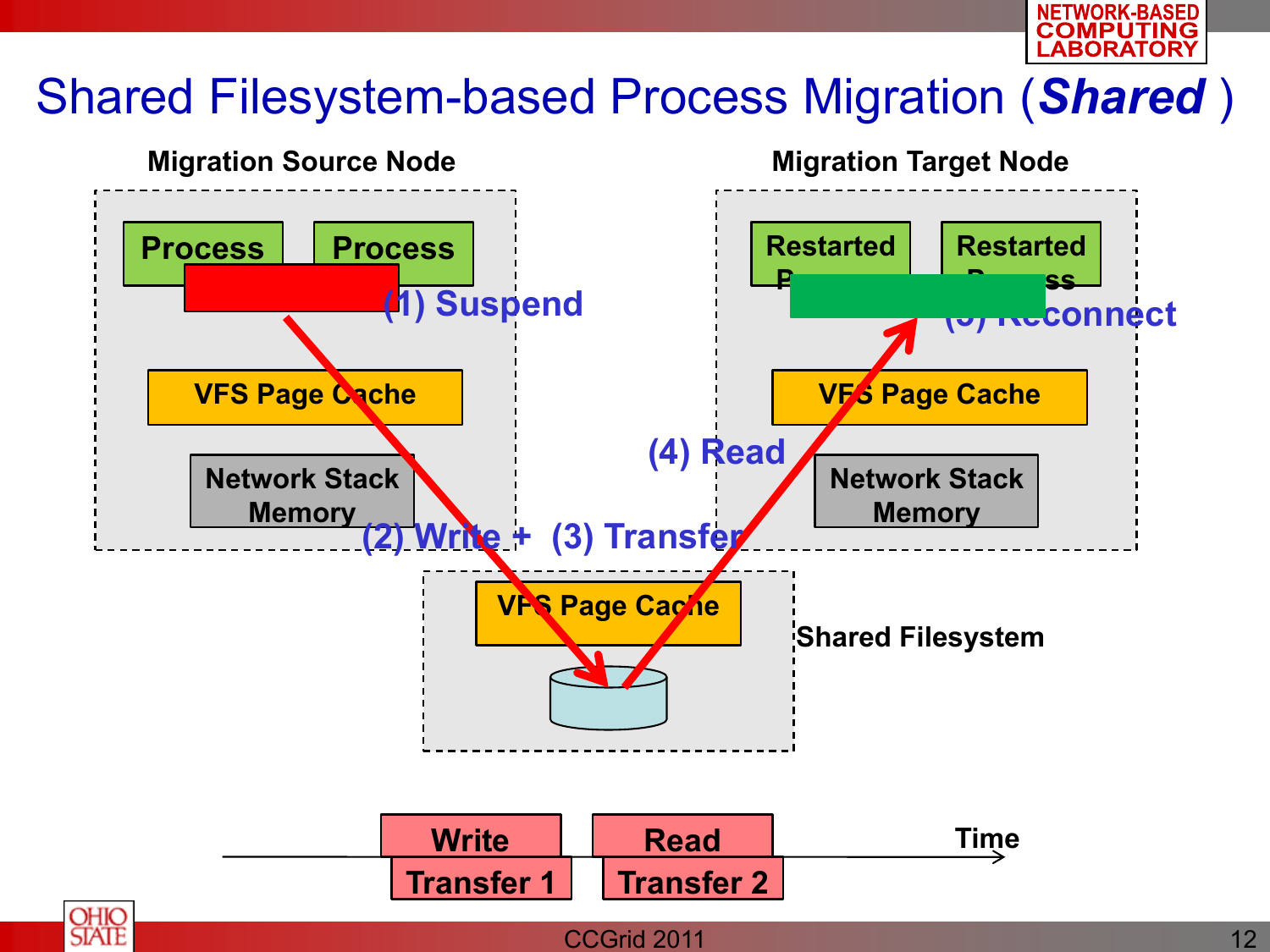# Shared Filesystem-based Process Migration (*Shared*)

**Migration Source Node**

- Process
- Process
- (1) Suspend
- VFS Page Cache
- Network Stack Memory

**Migration Target Node**

- Restarted Process
- Restarted Process
- (5) Reconnect
- VFS Page Cache
- Network Stack Memory

(2) Write + (3) Transfer

(4) Read

**Shared Filesystem**

- VFS Page Cache

Timeline:

| Write | Read |
|---|---|
| Transfer 1 | Transfer 2 |

Time →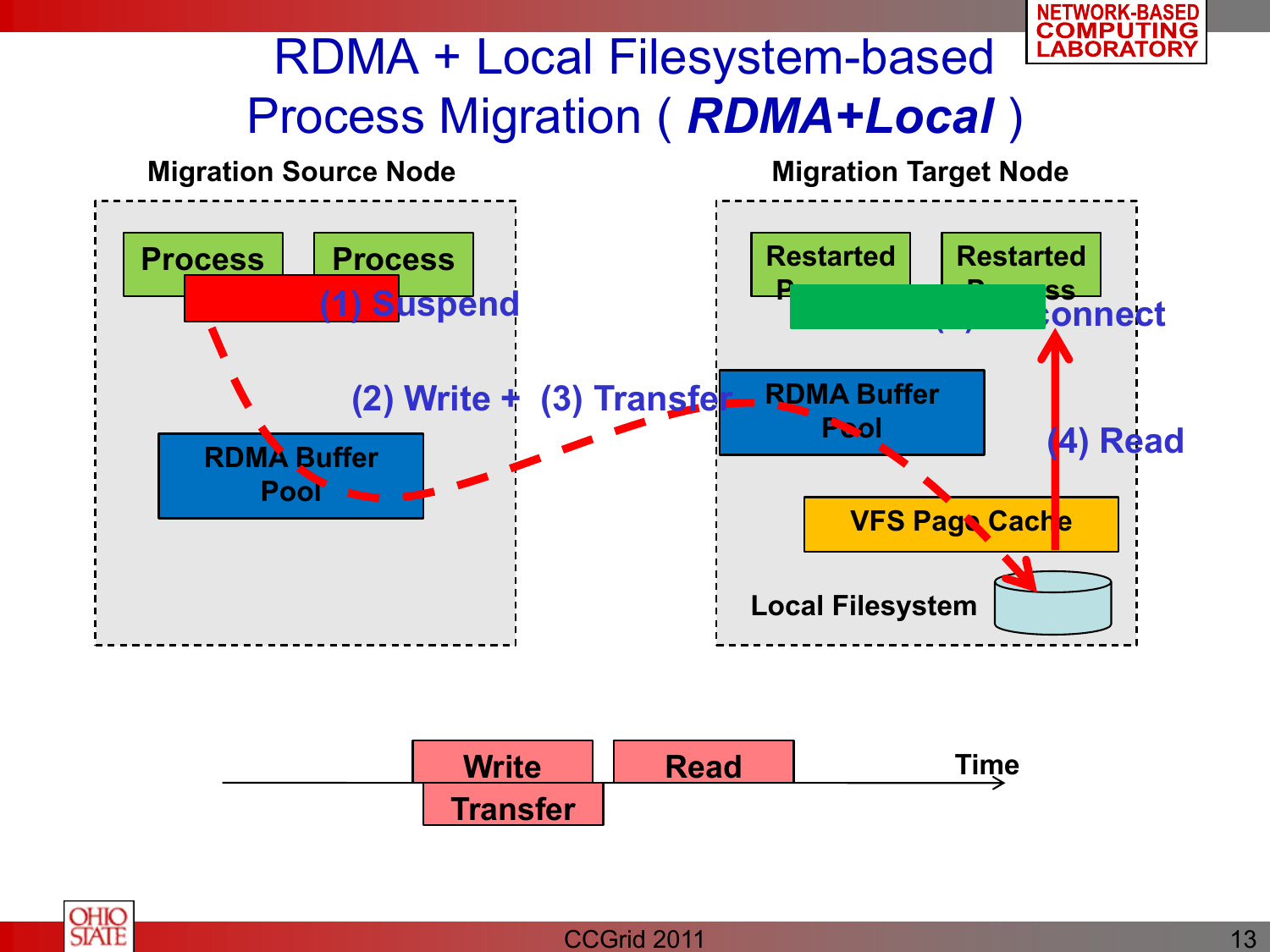# RDMA + Local Filesystem-based Process Migration ( ***RDMA+Local*** )

**Migration Source Node**

**Process** **Process**

**(1) Suspend**

**RDMA Buffer Pool**

**(2) Write + (3) Transfer**

**Migration Target Node**

**Restarted Process** **Restarted Process**

**(5) Reconnect**

**RDMA Buffer Pool**

**(4) Read**

**VFS Page Cache**

**Local Filesystem**

**Write** **Read** **Time**

**Transfer**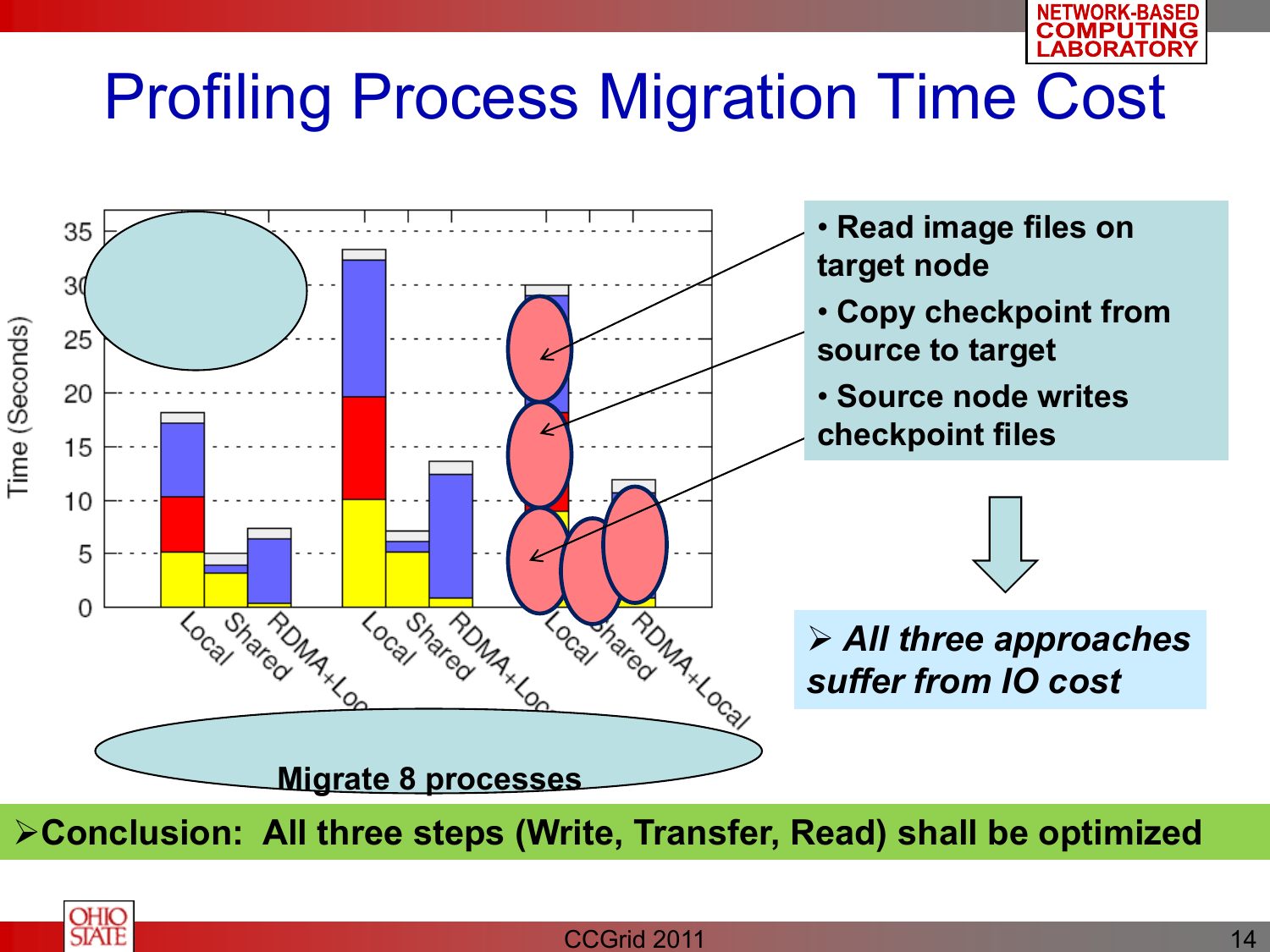# Profiling Process Migration Time Cost

- Read image files on target node
- Copy checkpoint from source to target
- Source node writes checkpoint files

> *All three approaches suffer from IO cost*

Migrate 8 processes

➢**Conclusion: All three steps (Write, Transfer, Read) shall be optimized**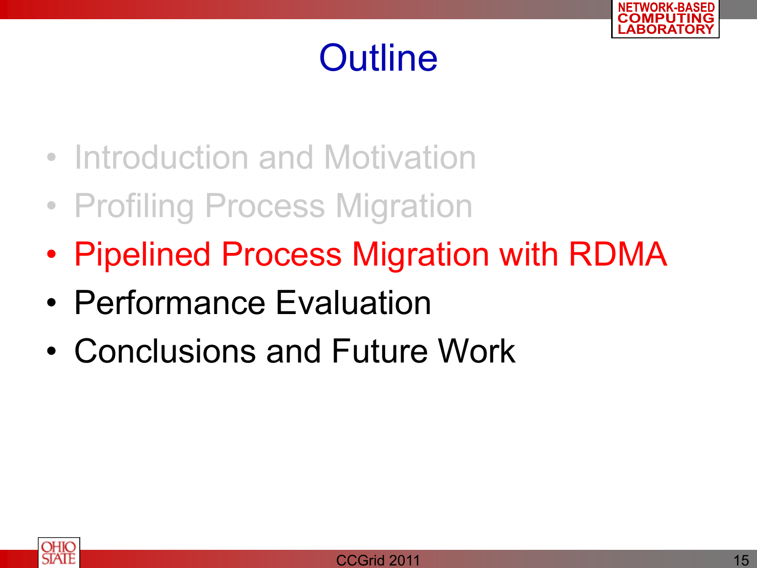# Outline

- Introduction and Motivation
- Profiling Process Migration
- Pipelined Process Migration with RDMA
- Performance Evaluation
- Conclusions and Future Work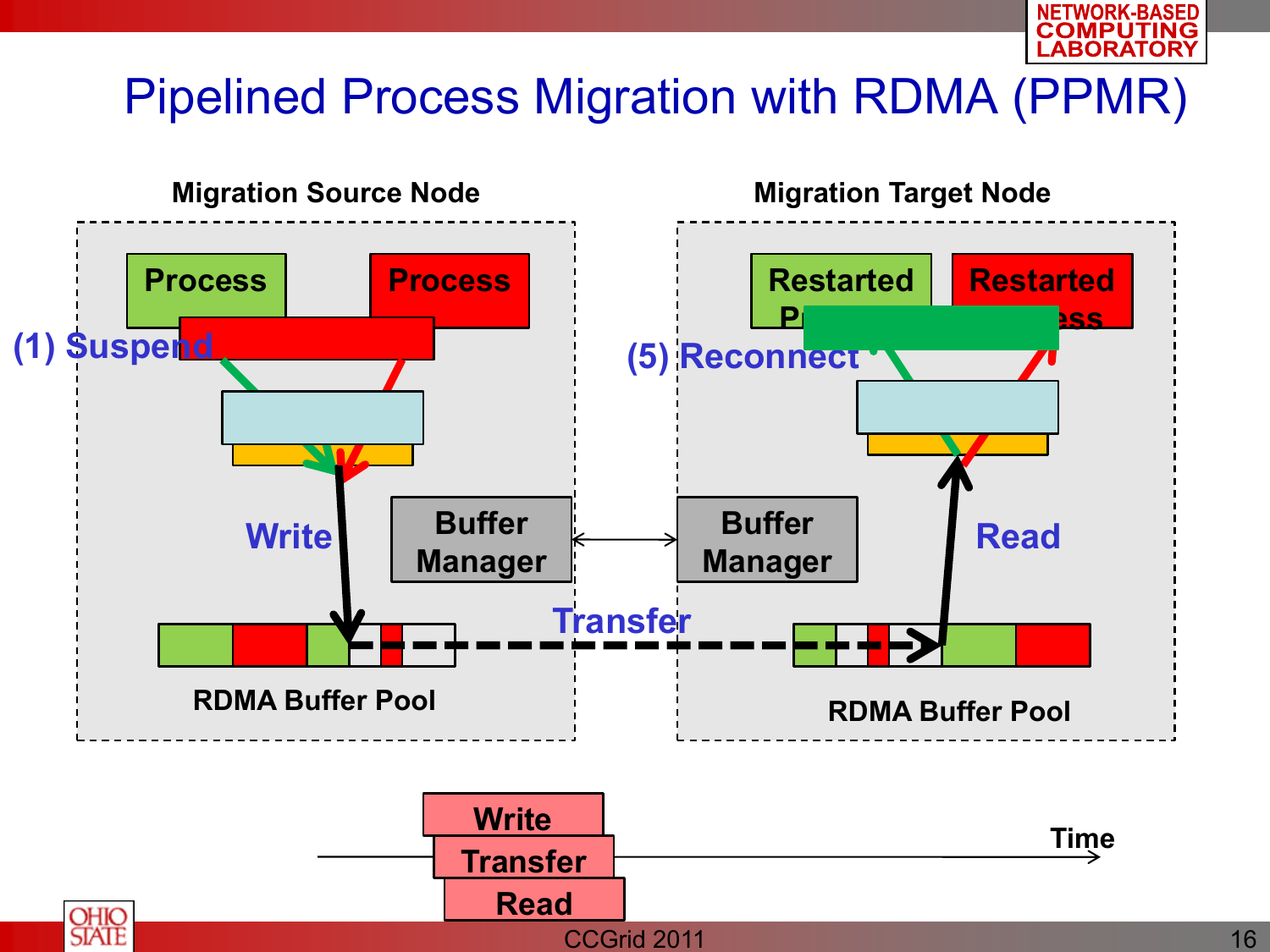# Pipelined Process Migration with RDMA (PPMR)

**Migration Source Node**

- Process
- Process
- (1) Suspend
- Write
- Buffer Manager
- RDMA Buffer Pool

**Migration Target Node**

- Restarted Process
- Restarted Process
- (5) Reconnect
- Read
- Buffer Manager
- RDMA Buffer Pool

Transfer

- Write
- Transfer
- Read

Time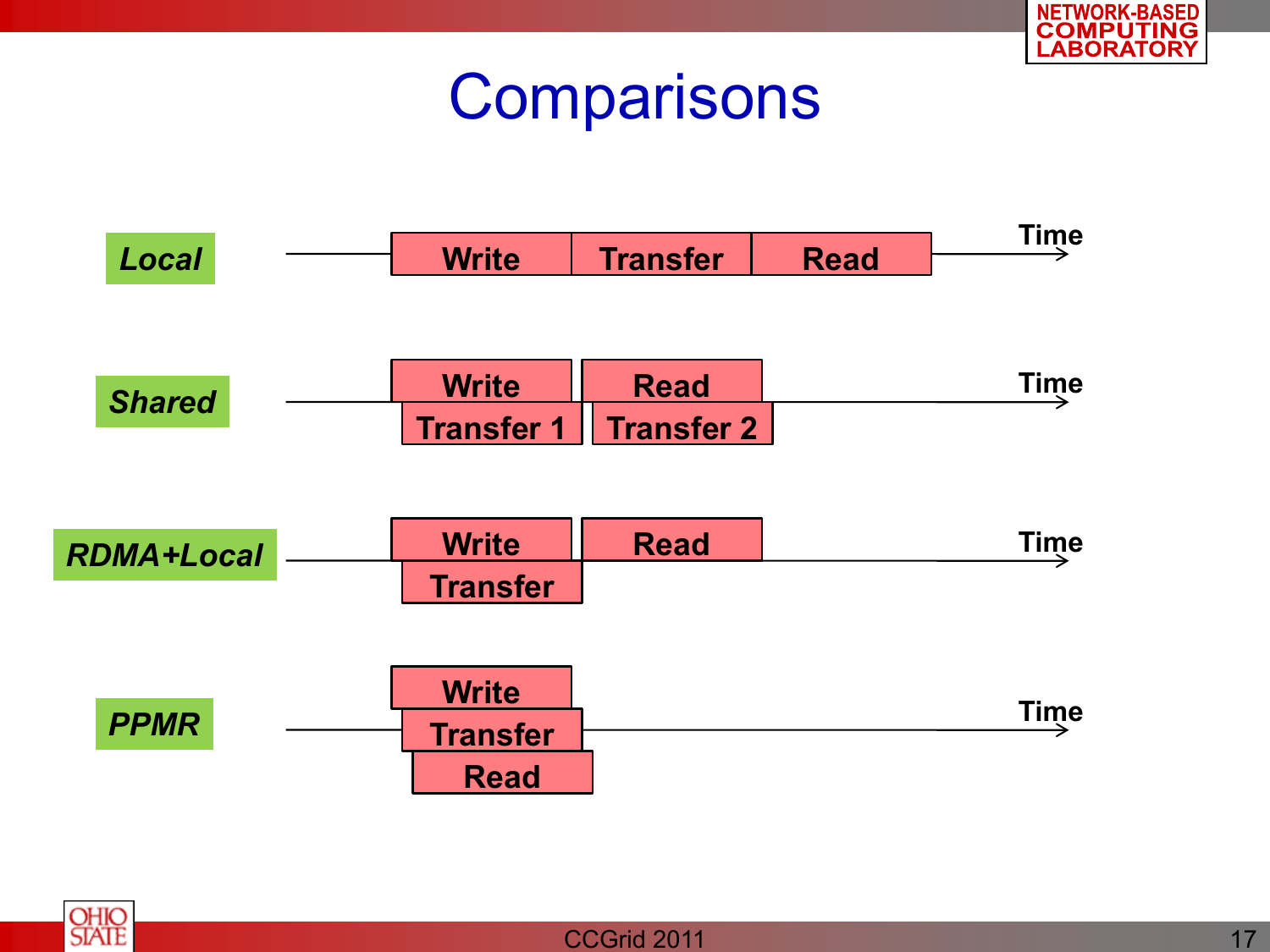# Comparisons

**Local**: Write → Transfer → Read → Time

**Shared**: Write / Transfer 1 → Read / Transfer 2 → Time

**RDMA+Local**: Write / Transfer → Read → Time

**PPMR**: Write / Transfer / Read → Time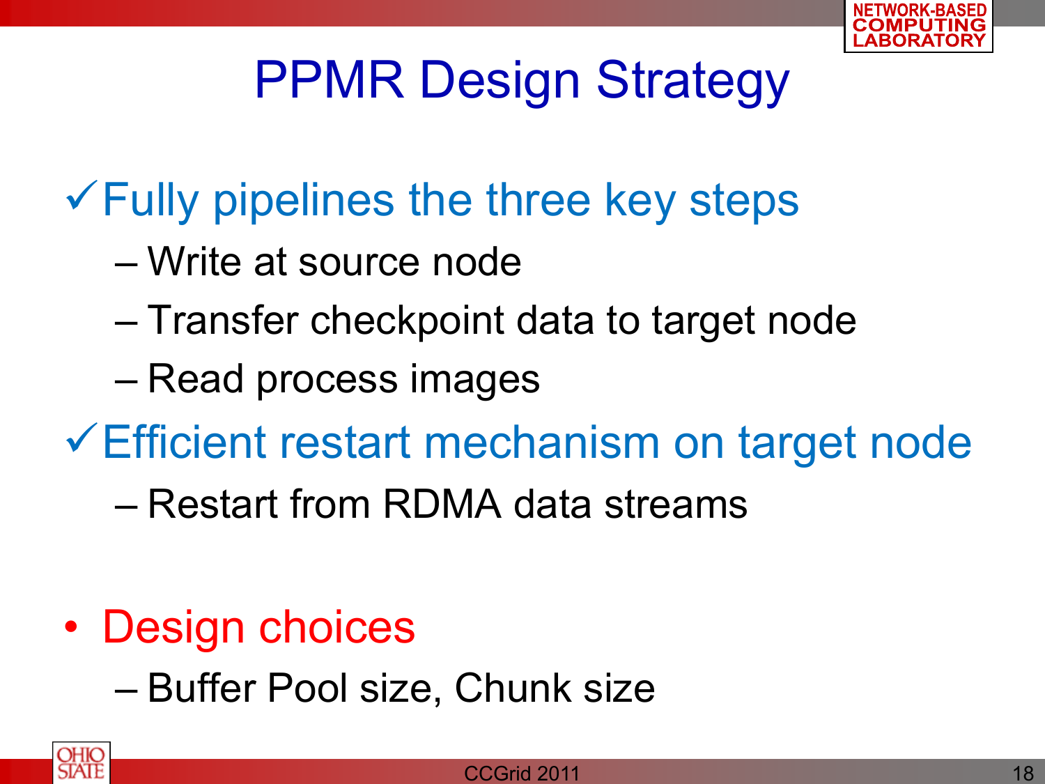# PPMR Design Strategy

- ✓ Fully pipelines the three key steps
  - Write at source node
  - Transfer checkpoint data to target node
  - Read process images
- ✓ Efficient restart mechanism on target node
  - Restart from RDMA data streams

- Design choices
  - Buffer Pool size, Chunk size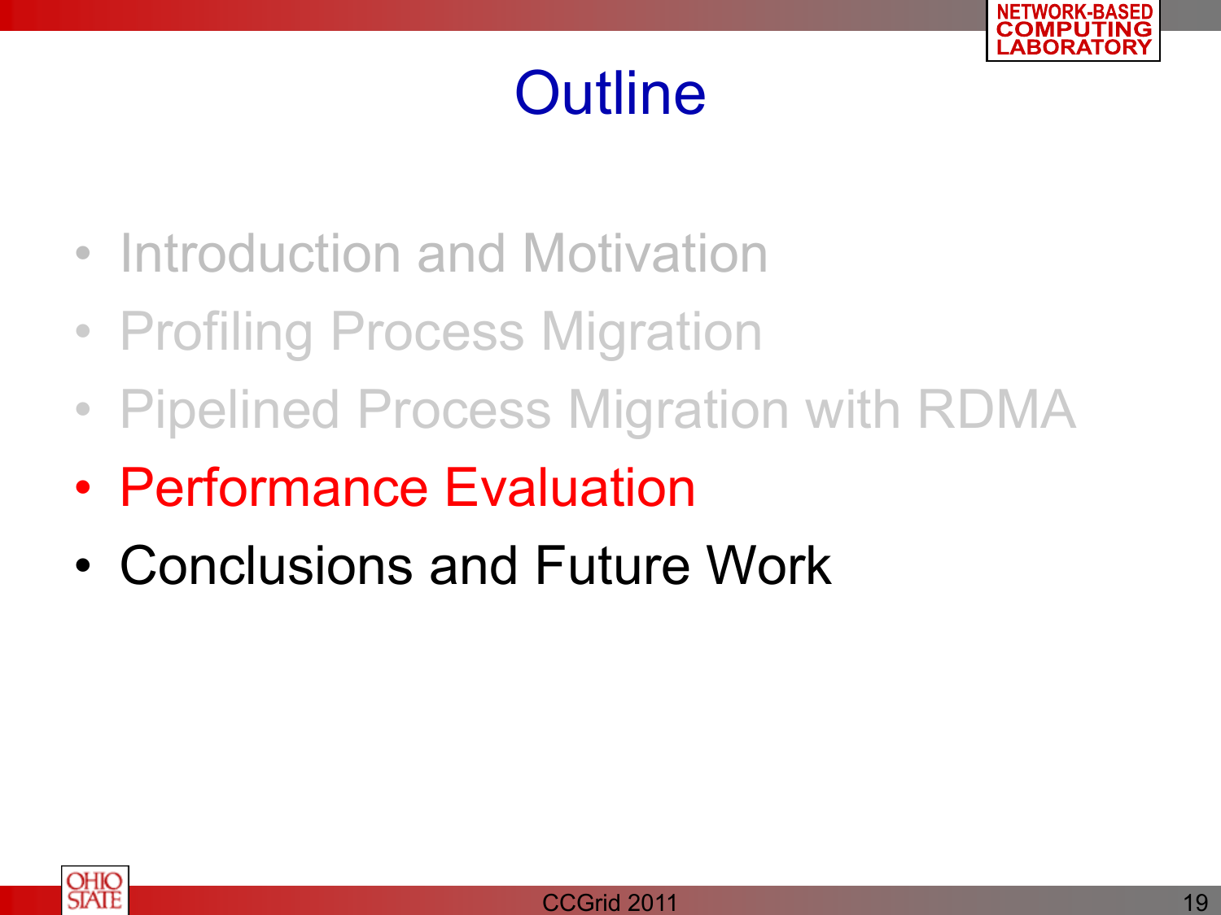# Outline

- Introduction and Motivation
- Profiling Process Migration
- Pipelined Process Migration with RDMA
- Performance Evaluation
- Conclusions and Future Work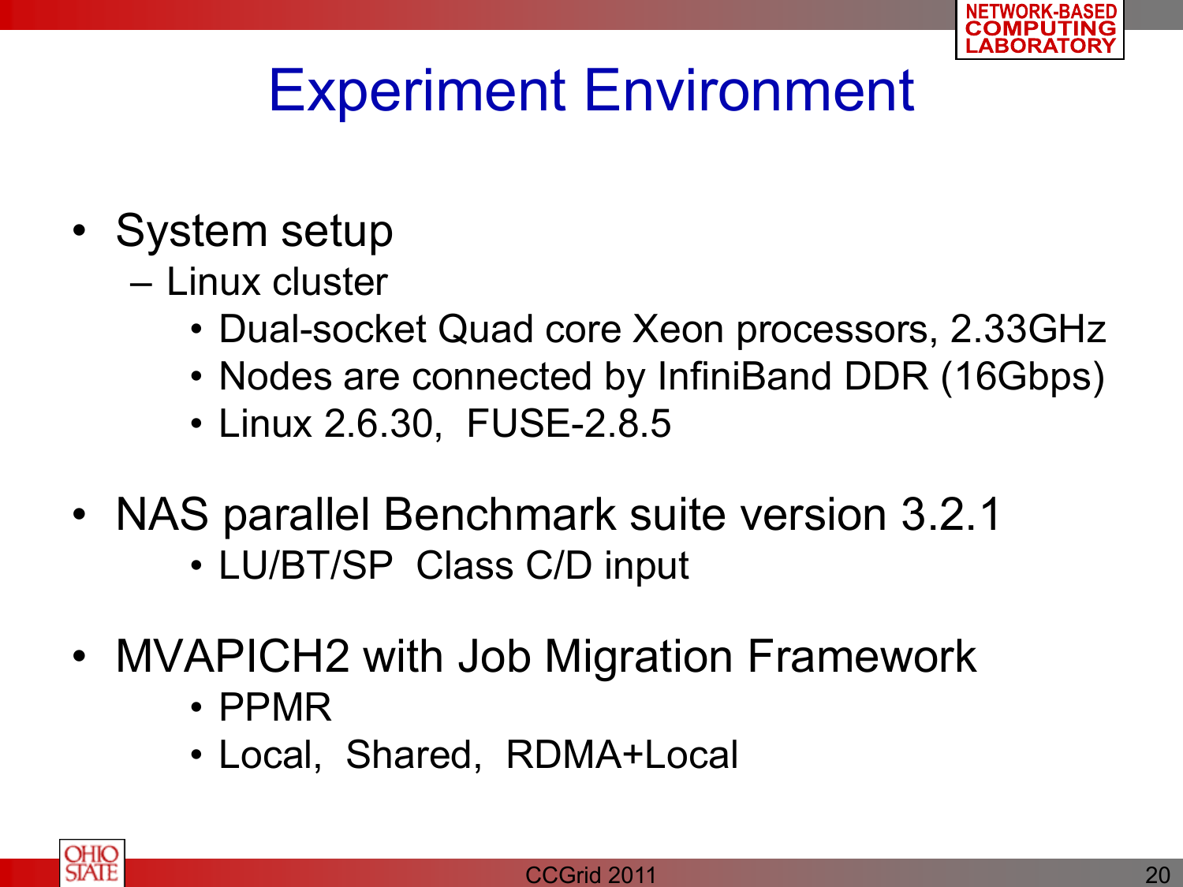# Experiment Environment

- System setup
  - Linux cluster
    - Dual-socket Quad core Xeon processors, 2.33GHz
    - Nodes are connected by InfiniBand DDR (16Gbps)
    - Linux 2.6.30, FUSE-2.8.5
- NAS parallel Benchmark suite version 3.2.1
    - LU/BT/SP Class C/D input
- MVAPICH2 with Job Migration Framework
    - PPMR
    - Local, Shared, RDMA+Local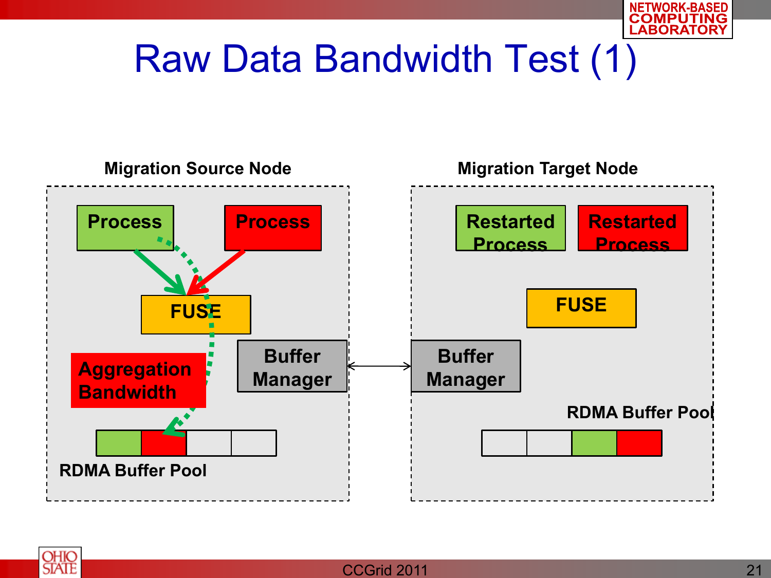# Raw Data Bandwidth Test (1)

**Migration Source Node**

**Process**

**Process**

**FUSE**

**Aggregation Bandwidth**

**Buffer Manager**

**RDMA Buffer Pool**

**Migration Target Node**

**Restarted Process**

**Restarted Process**

**FUSE**

**Buffer Manager**

**RDMA Buffer Pool**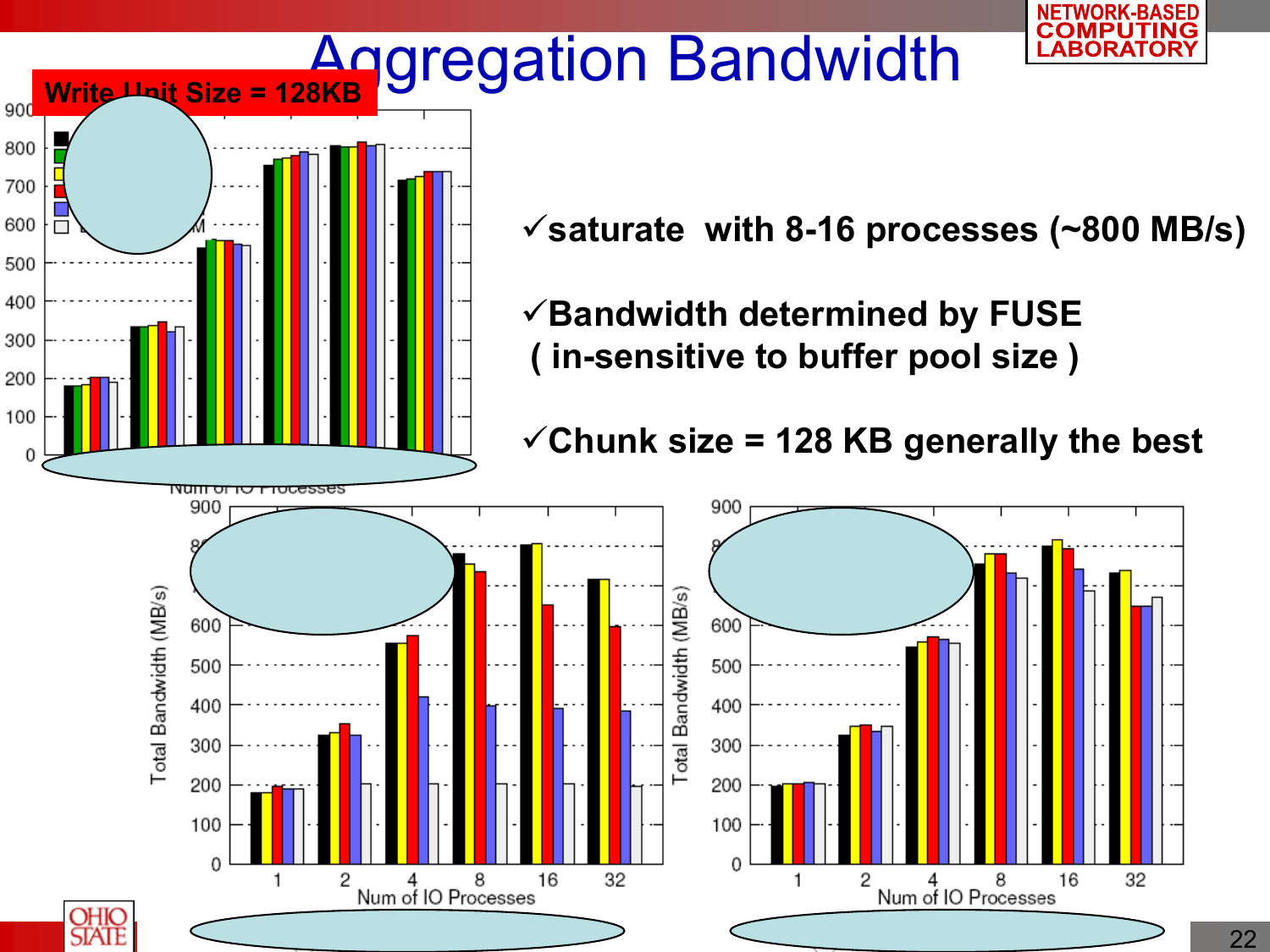# Aggregation Bandwidth

Write Unit Size = 128KB

✓saturate with 8-16 processes (~800 MB/s)

✓Bandwidth determined by FUSE
( in-sensitive to buffer pool size )

✓Chunk size = 128 KB generally the best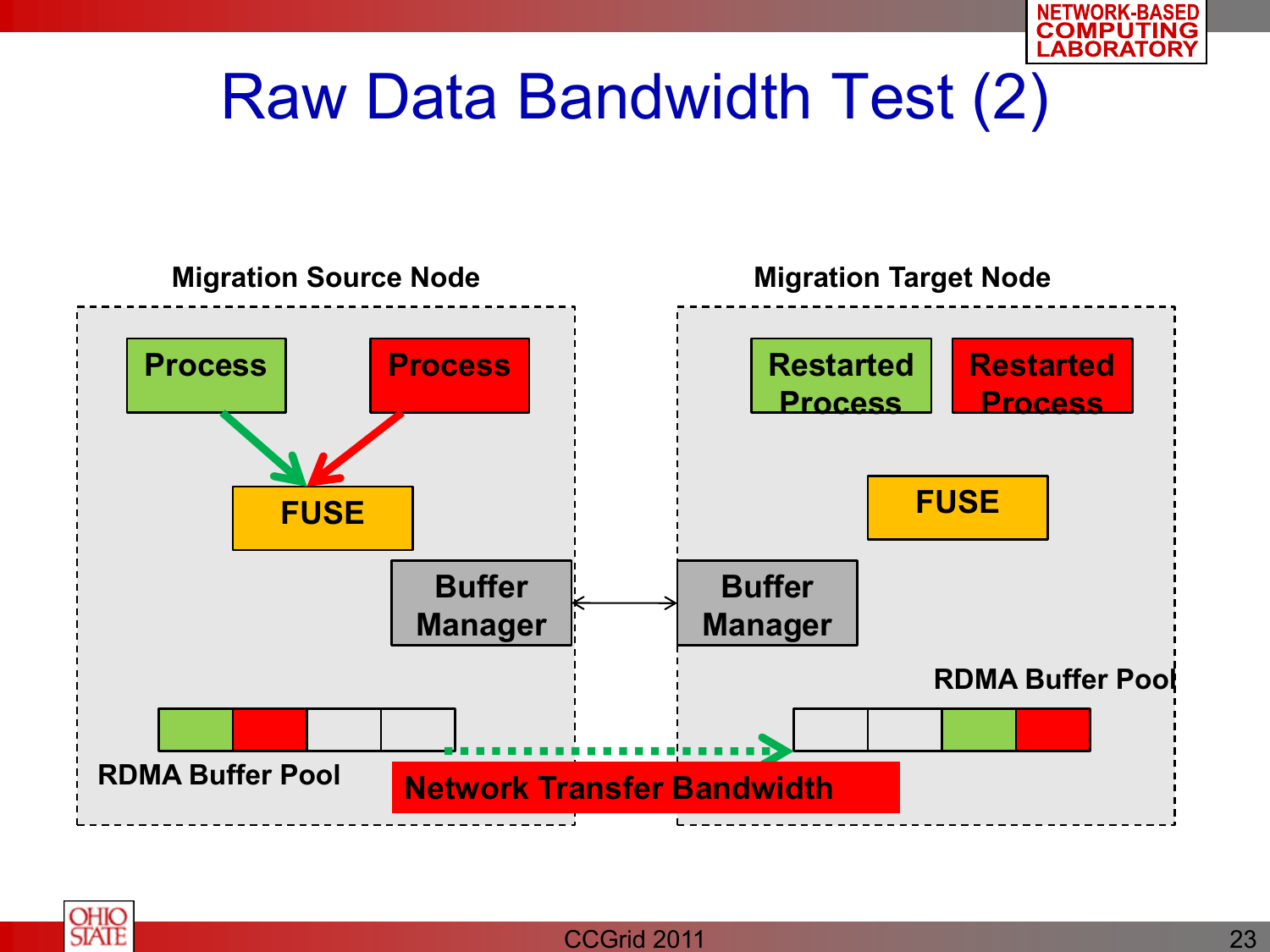# Raw Data Bandwidth Test (2)

**Migration Source Node**

- Process
- Process
- FUSE
- Buffer Manager
- RDMA Buffer Pool

**Migration Target Node**

- Restarted Process
- Restarted Process
- FUSE
- Buffer Manager
- RDMA Buffer Pool

**Network Transfer Bandwidth**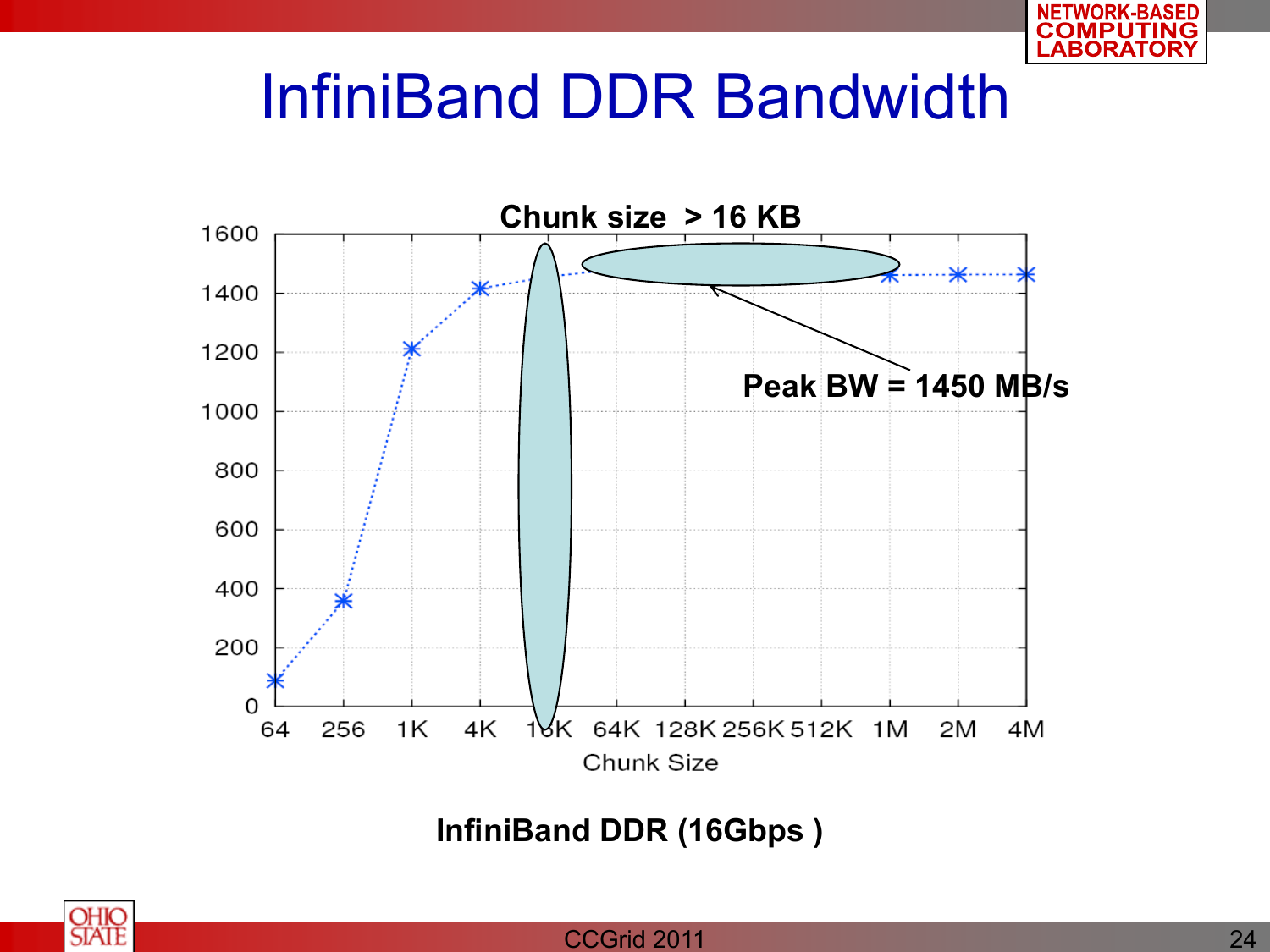# InfiniBand DDR Bandwidth

Chunk size > 16 KB

Peak BW = 1450 MB/s

Chunk Size

InfiniBand DDR (16Gbps )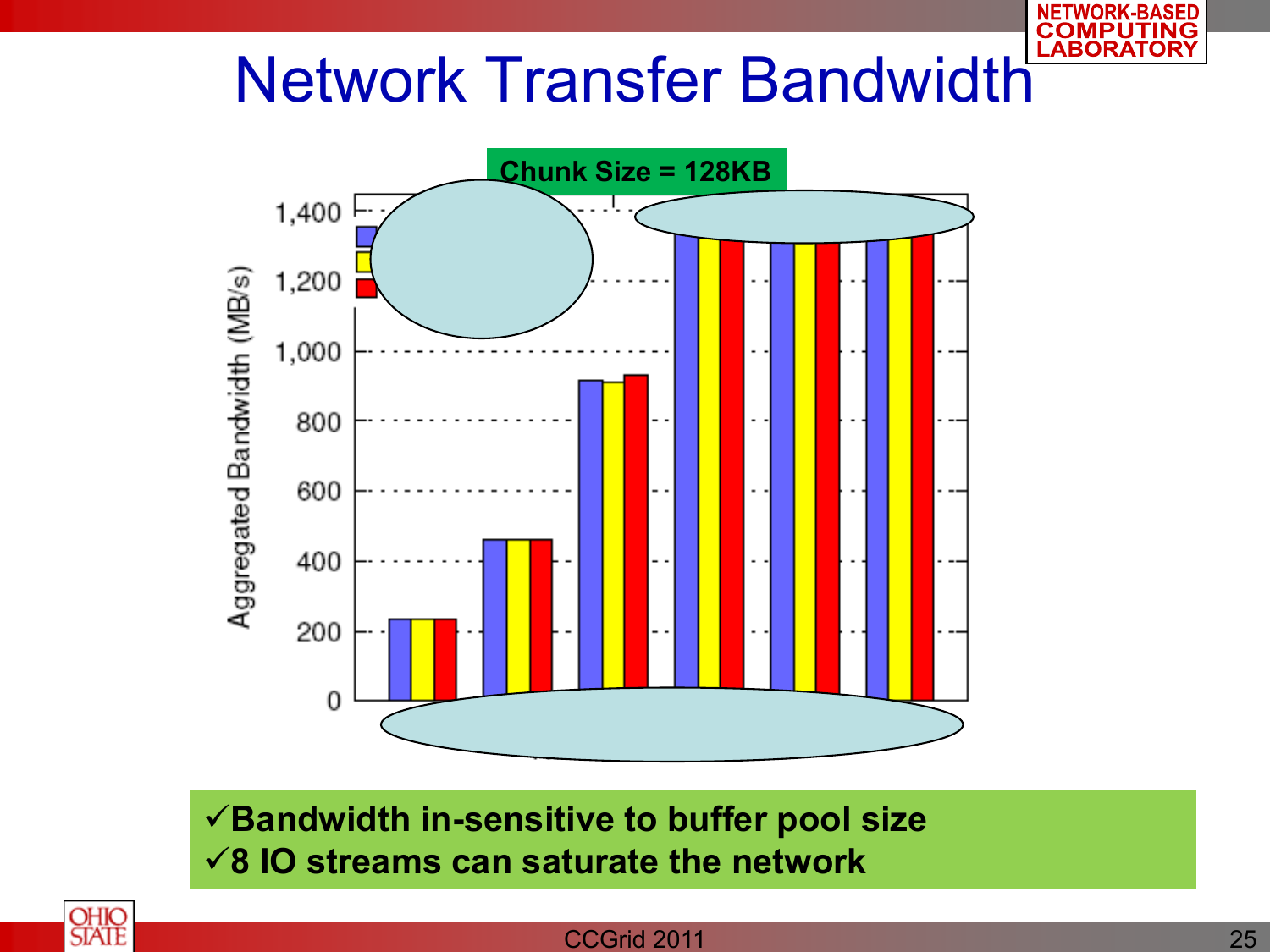# Network Transfer Bandwidth

**Chunk Size = 128KB**

Aggregated Bandwidth (MB/s)

1,400
1,200
1,000
800
600
400
200
0

- ✓**Bandwidth in-sensitive to buffer pool size**
- ✓**8 IO streams can saturate the network**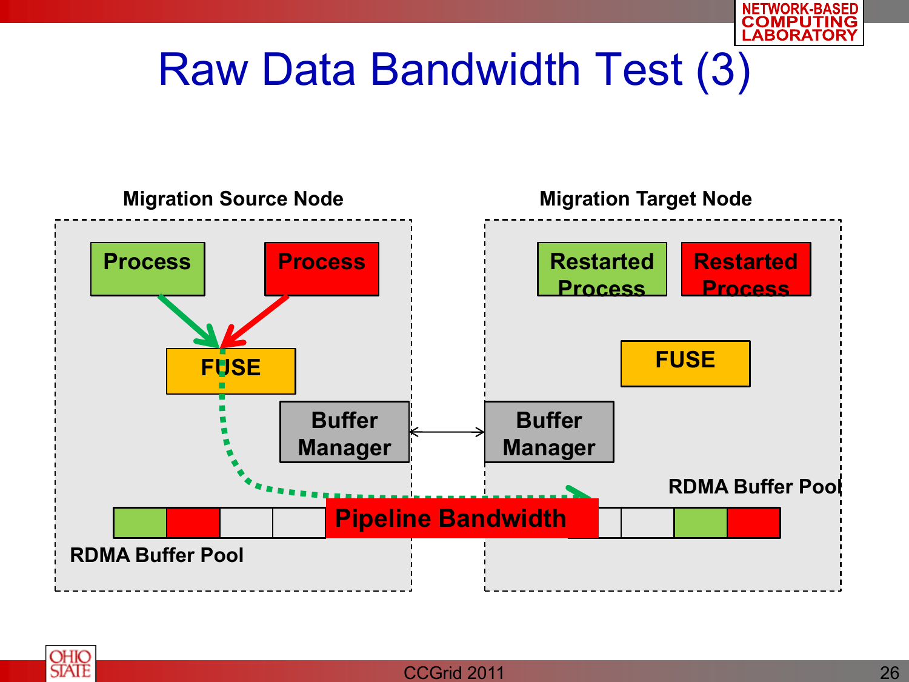# Raw Data Bandwidth Test (3)

**Migration Source Node**

- **Process**
- **Process**
- **FUSE**
- **Buffer Manager**
- **RDMA Buffer Pool**

**Migration Target Node**

- **Restarted Process**
- **Restarted Process**
- **FUSE**
- **Buffer Manager**
- **RDMA Buffer Pool**

**Pipeline Bandwidth**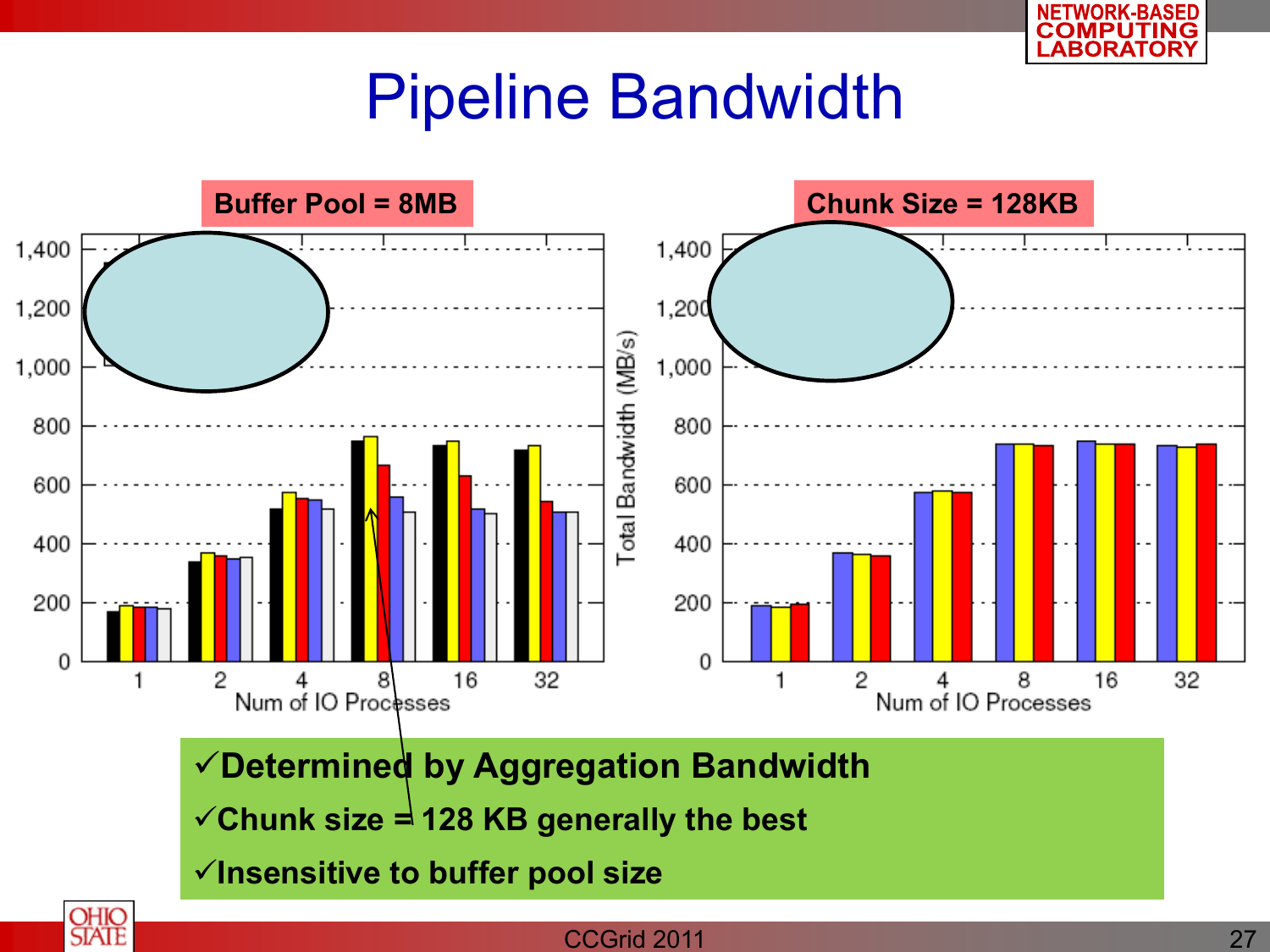# Pipeline Bandwidth

**Buffer Pool = 8MB**

**Chunk Size = 128KB**

Total Bandwidth (MB/s)

Num of IO Processes

- ✓**Determined by Aggregation Bandwidth**
- ✓**Chunk size = 128 KB generally the best**
- ✓**Insensitive to buffer pool size**

CCGrid 2011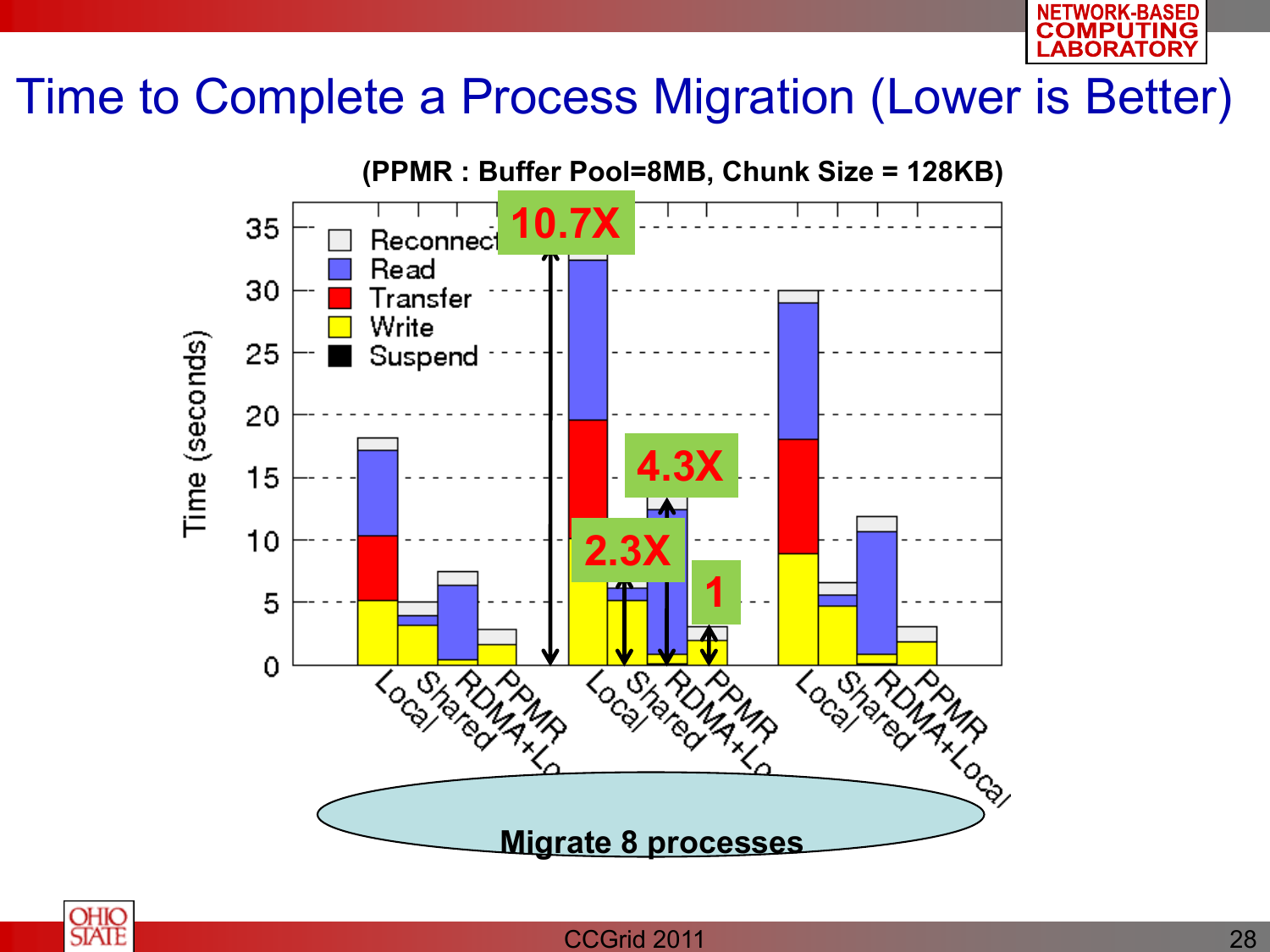# Time to Complete a Process Migration (Lower is Better)

(PPMR : Buffer Pool=8MB, Chunk Size = 128KB)

Time (seconds)

Reconnect
Read
Transfer
Write
Suspend

10.7X

4.3X

2.3X

1

Local Shared RDMA+Local PPMR

Migrate 8 processes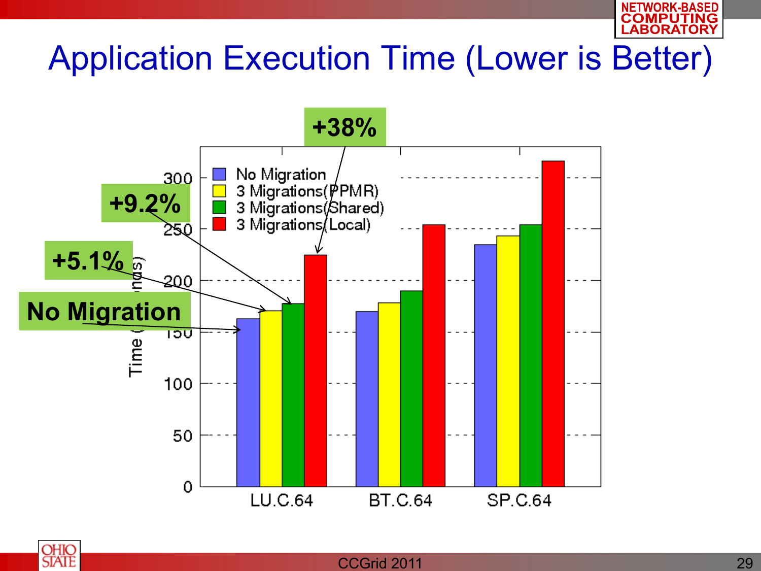# Application Execution Time (Lower is Better)

+38%

+9.2%

+5.1%

No Migration

| | No Migration | 3 Migrations(PPMR) | 3 Migrations(Shared) | 3 Migrations(Local) |
|---|---|---|---|---|
| LU.C.64 | | | | |
| BT.C.64 | | | | |
| SP.C.64 | | | | |

Time (Seconds)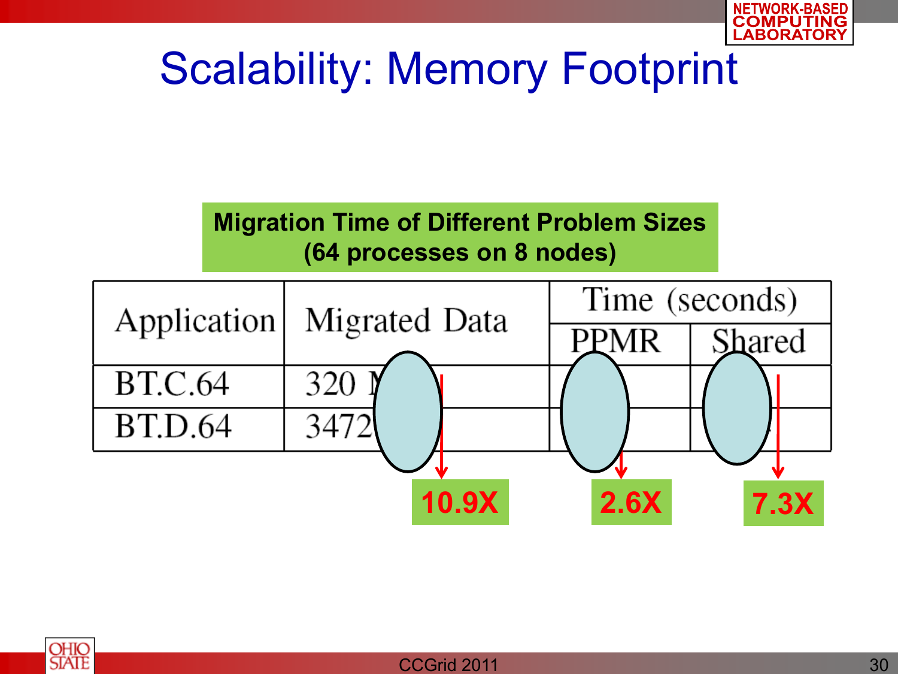# Scalability: Memory Footprint

**Migration Time of Different Problem Sizes (64 processes on 8 nodes)**

| Application | Migrated Data | Time (seconds) | |
|---|---|---|---|
| | | PPMR | Shared |
| BT.C.64 | 320 M | | |
| BT.D.64 | 3472 | | |

**10.9X** **2.6X** **7.3X**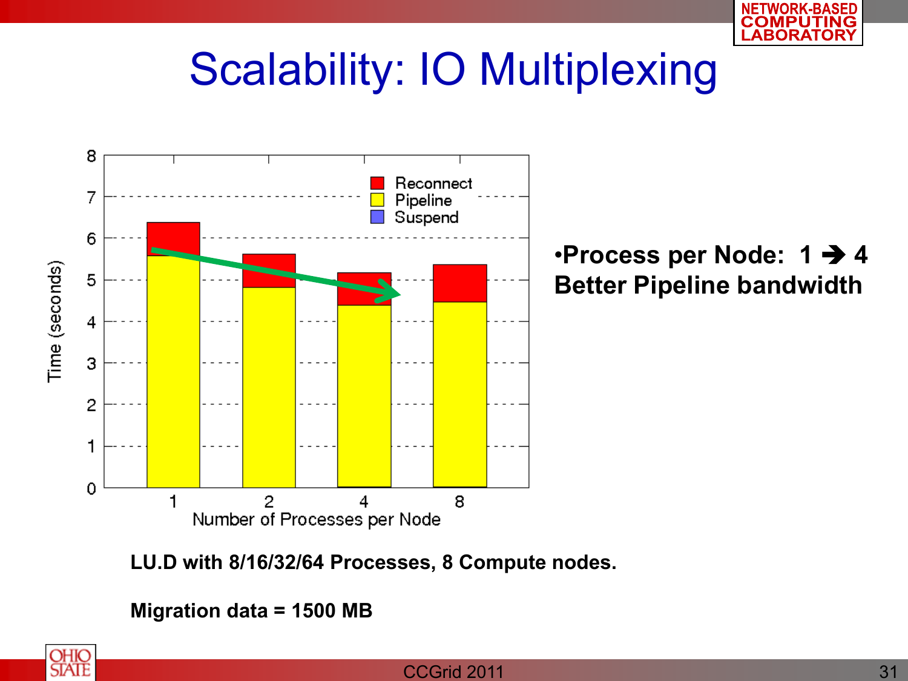# Scalability: IO Multiplexing

- **Process per Node: 1 ➔ 4 Better Pipeline bandwidth**

**LU.D with 8/16/32/64 Processes, 8 Compute nodes.**

**Migration data = 1500 MB**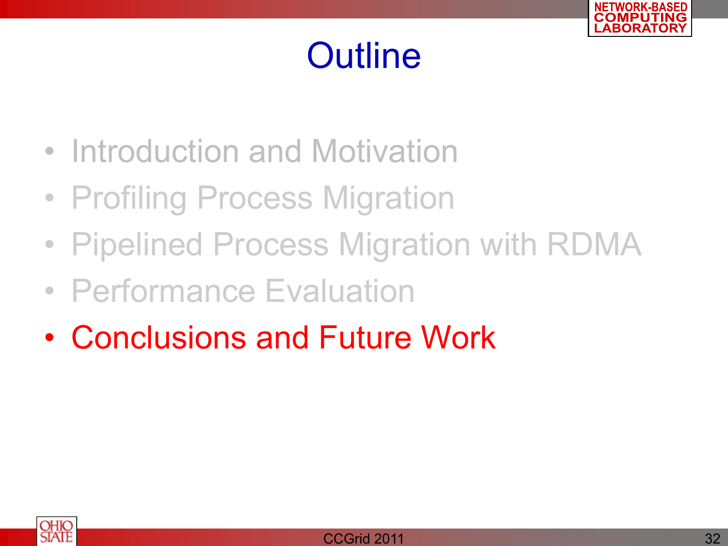# Outline

- Introduction and Motivation
- Profiling Process Migration
- Pipelined Process Migration with RDMA
- Performance Evaluation
- Conclusions and Future Work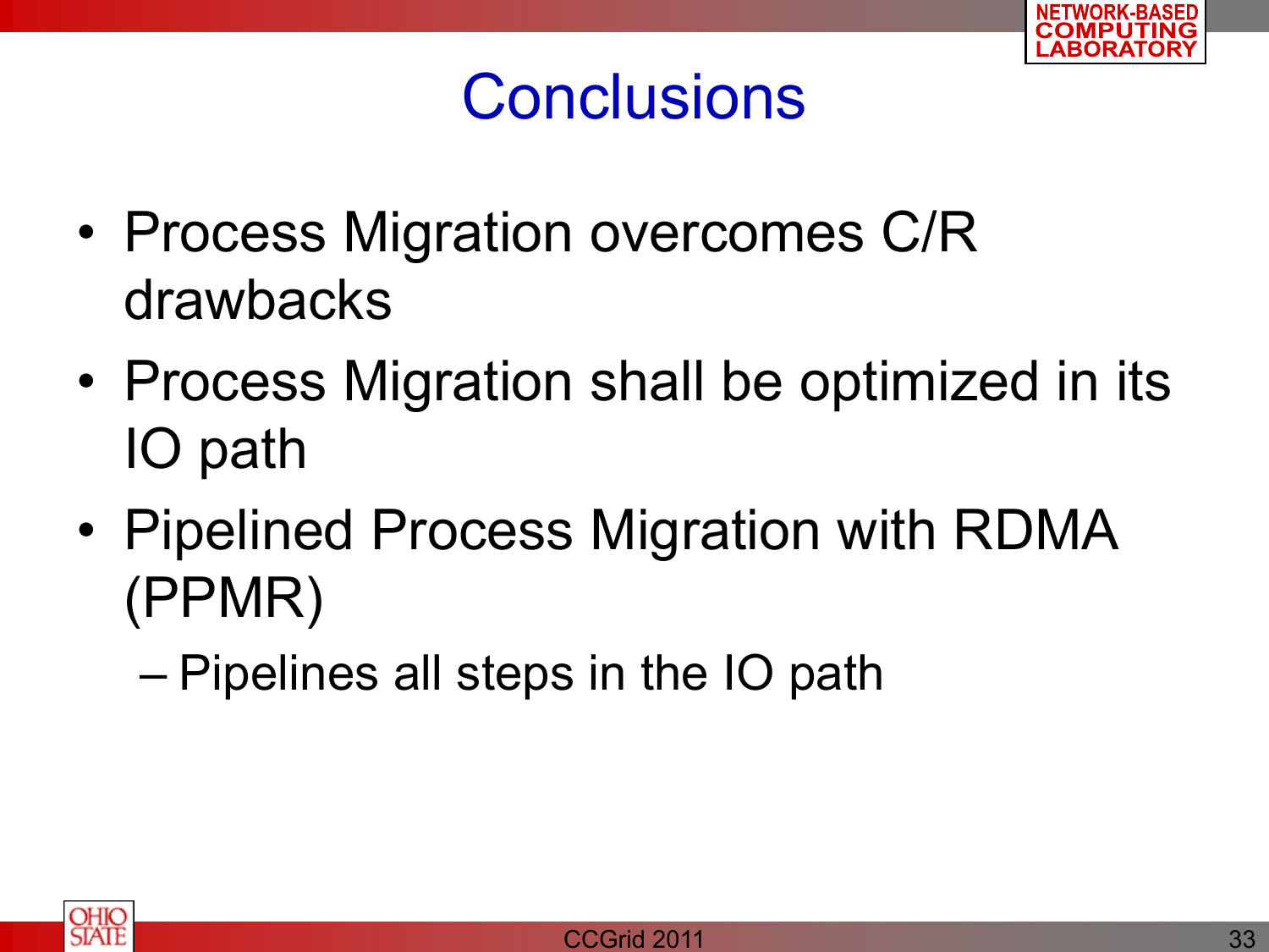# Conclusions

- Process Migration overcomes C/R drawbacks
- Process Migration shall be optimized in its IO path
- Pipelined Process Migration with RDMA (PPMR)
  - Pipelines all steps in the IO path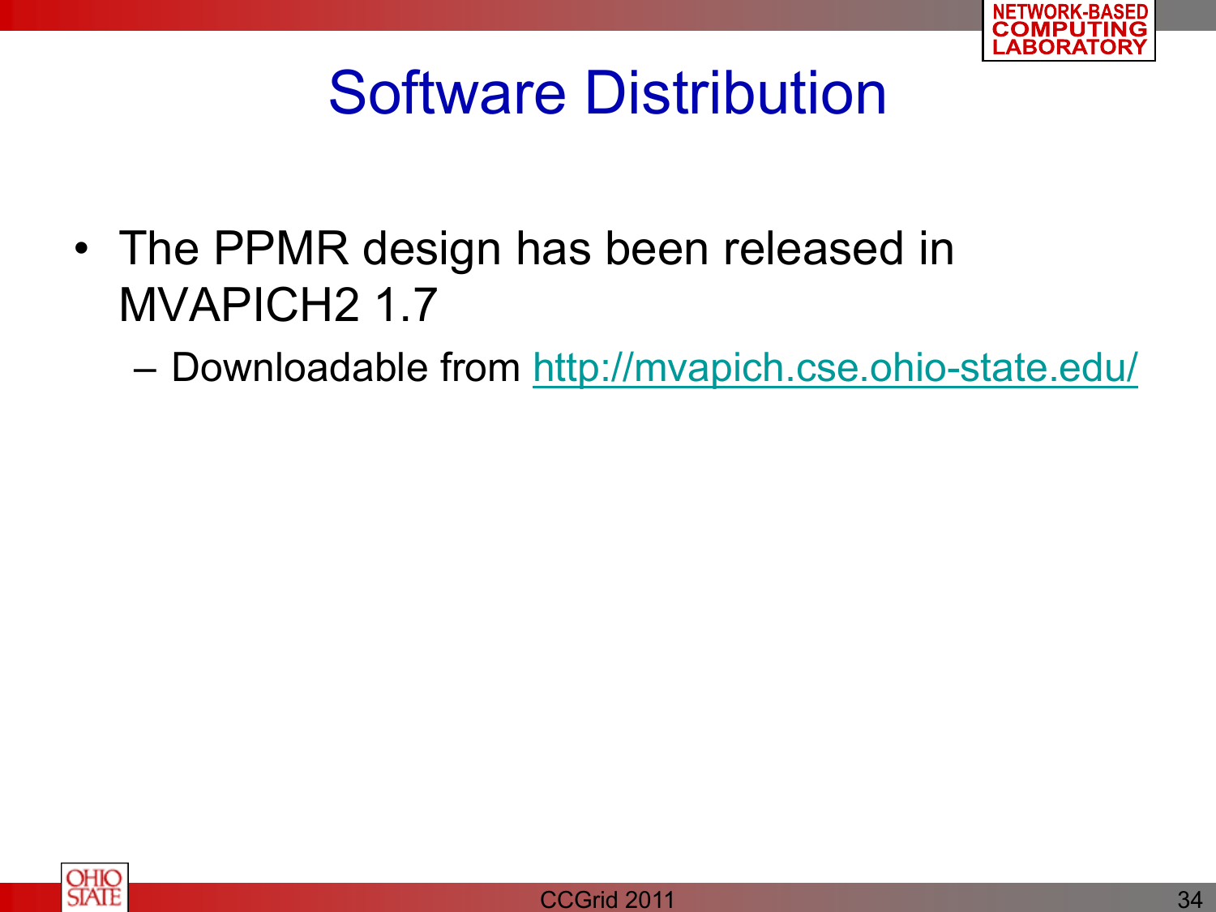# Software Distribution

- The PPMR design has been released in MVAPICH2 1.7
  - Downloadable from http://mvapich.cse.ohio-state.edu/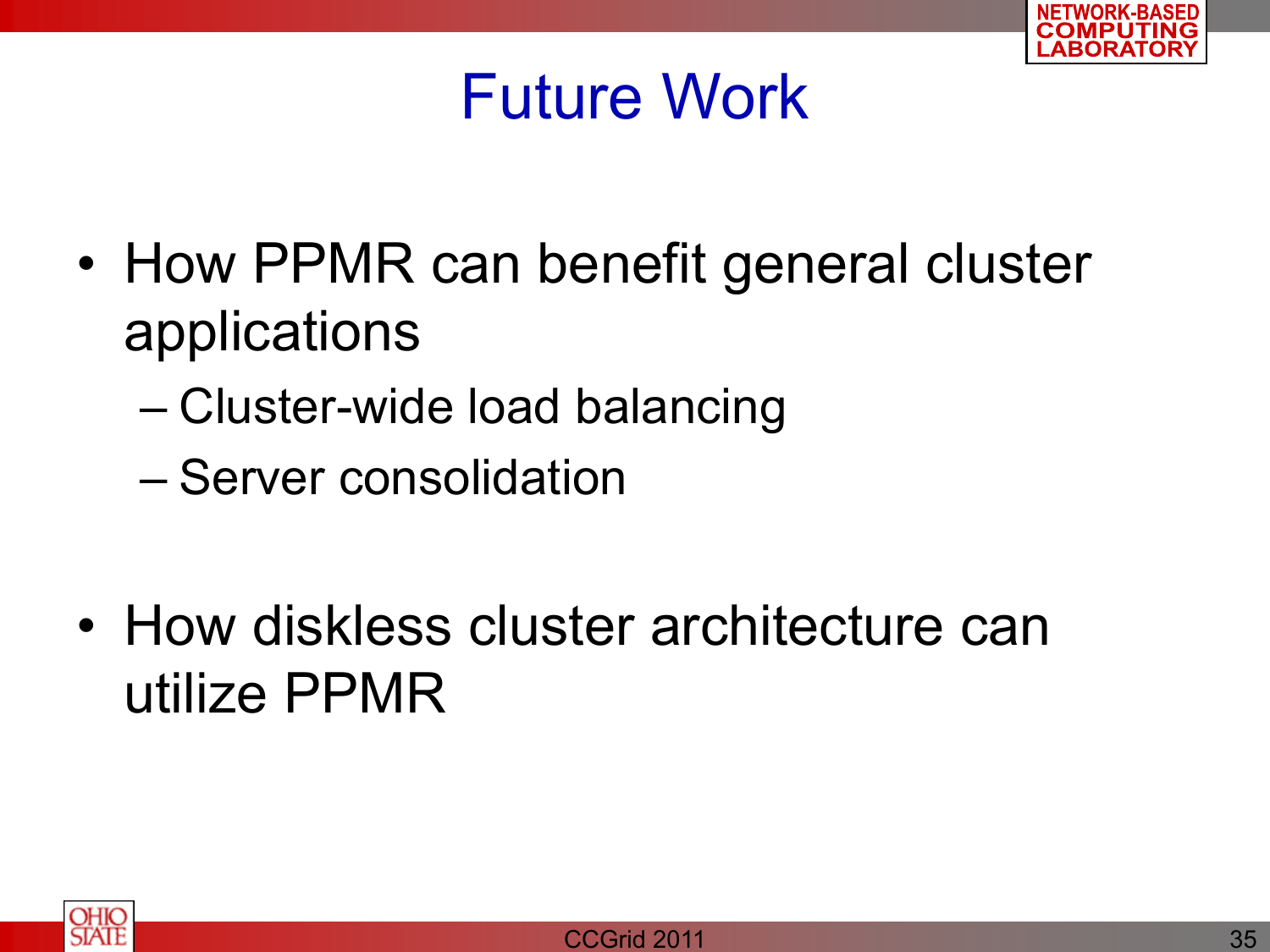# Future Work

- How PPMR can benefit general cluster applications
  - Cluster-wide load balancing
  - Server consolidation
- How diskless cluster architecture can utilize PPMR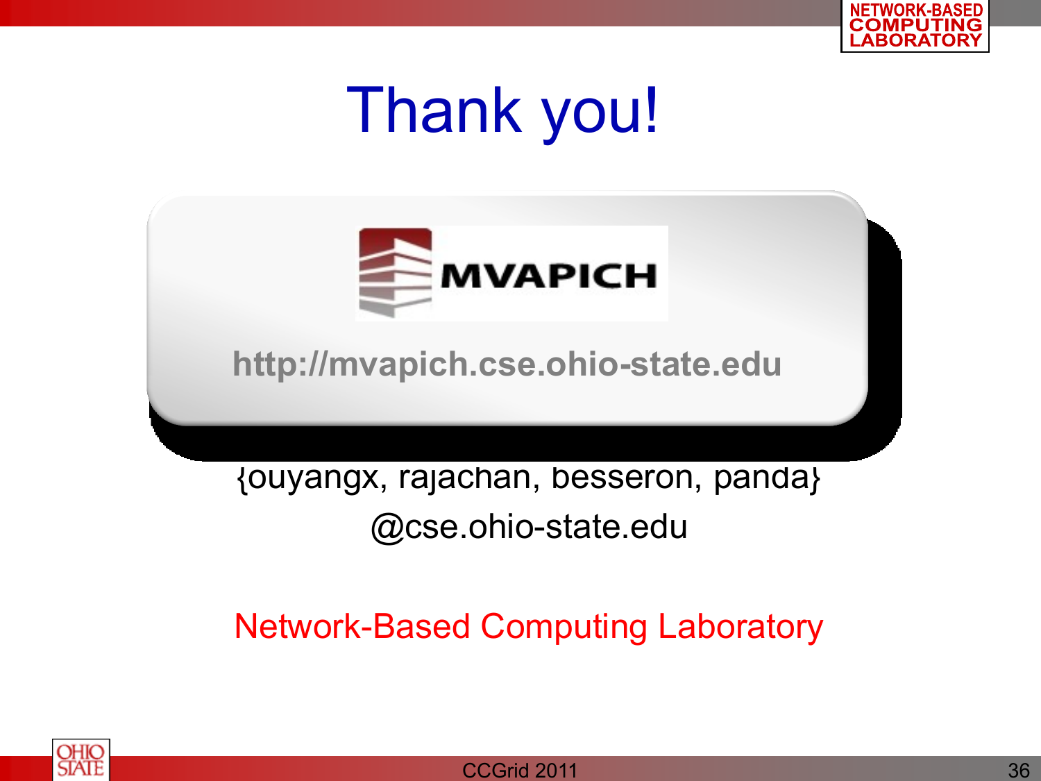# Thank you!

MVAPICH

**http://mvapich.cse.ohio-state.edu**

{ouyangx, rajachan, besseron, panda}
@cse.ohio-state.edu

Network-Based Computing Laboratory